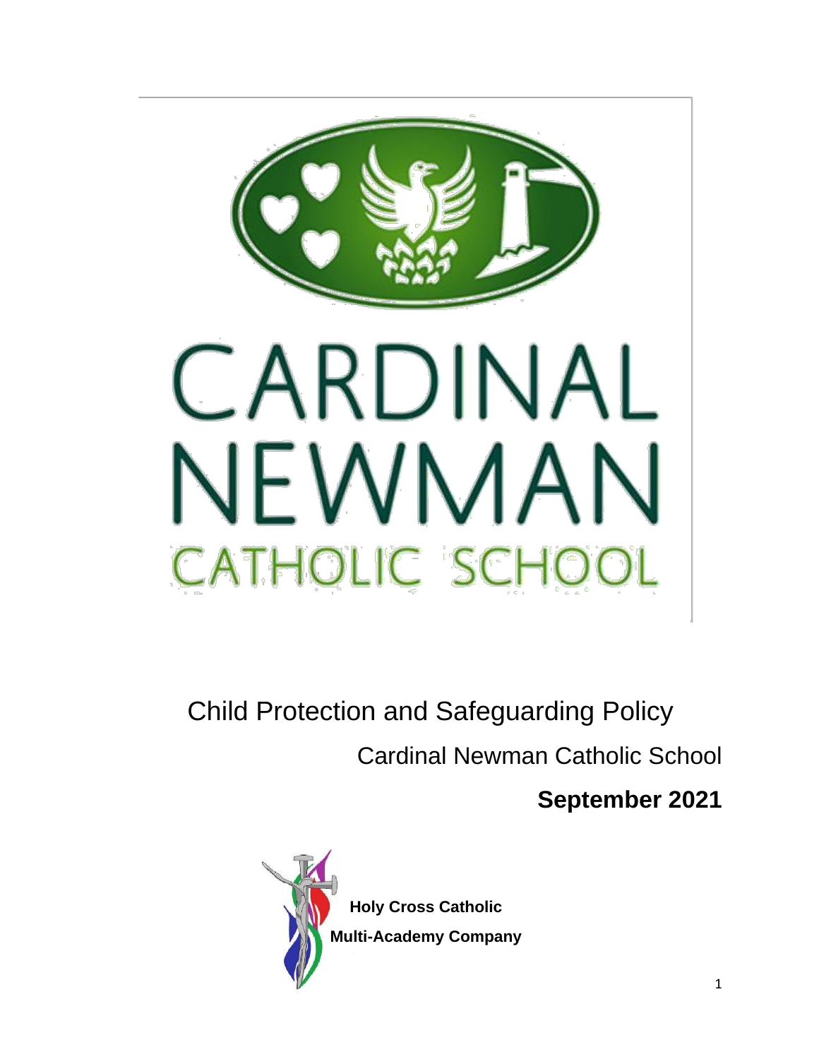# CARDINAL NEWMAN CATHOLIC SCHOOL

# Child Protection and Safeguarding Policy

Cardinal Newman Catholic School

**September 2021**

**Holy Cross Catholic Multi-Academy Company**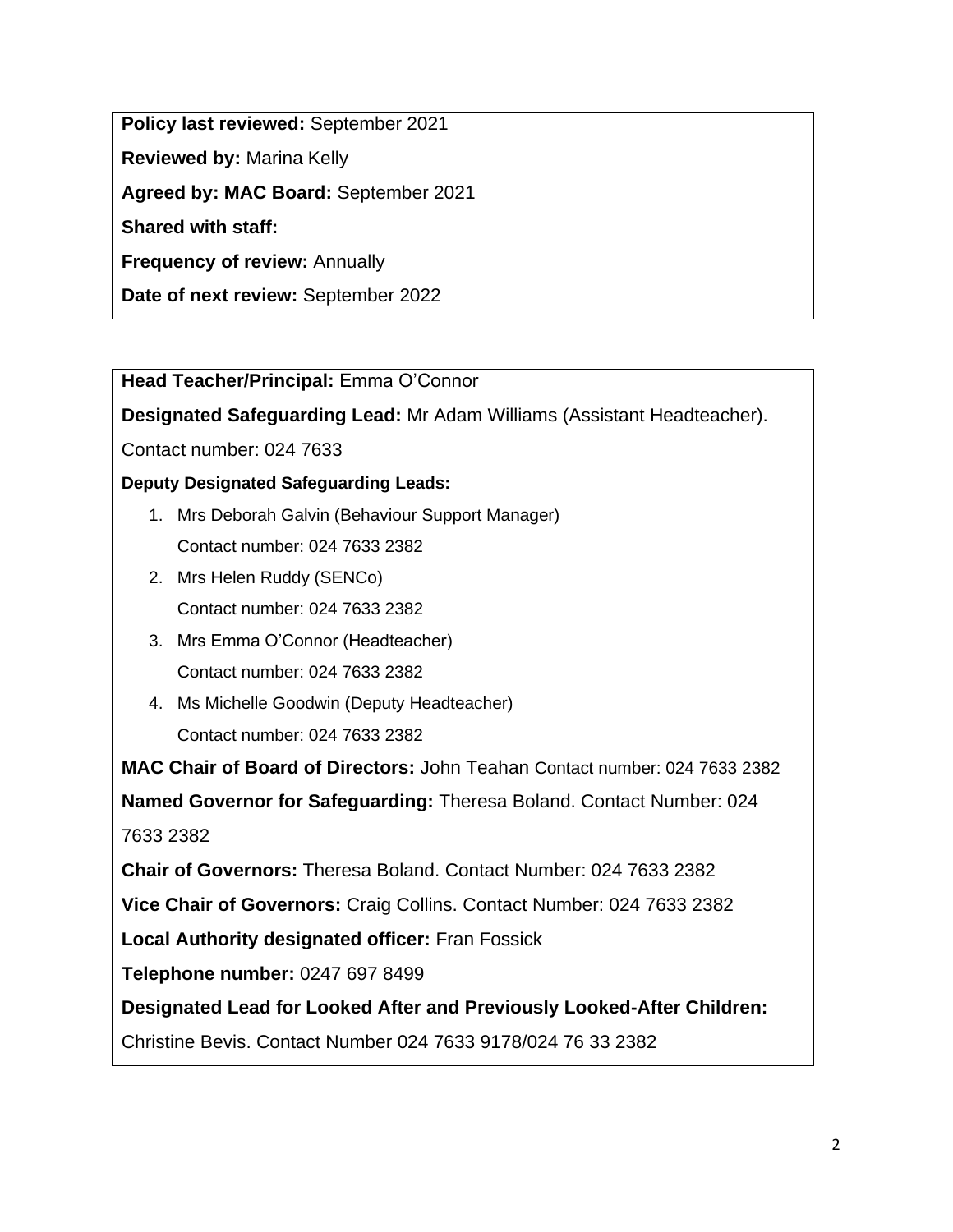**Policy last reviewed:** September 2021

**Reviewed by:** Marina Kelly

**Agreed by: MAC Board:** September 2021

**Shared with staff:**

**Frequency of review:** Annually

**Date of next review:** September 2022

**Head Teacher/Principal:** Emma O'Connor

**Designated Safeguarding Lead:** Mr Adam Williams (Assistant Headteacher).

Contact number: 024 7633

**Deputy Designated Safeguarding Leads:**

1. Mrs Deborah Galvin (Behaviour Support Manager)
   Contact number: 024 7633 2382
2. Mrs Helen Ruddy (SENCo)
   Contact number: 024 7633 2382
3. Mrs Emma O'Connor (Headteacher)
   Contact number: 024 7633 2382
4. Ms Michelle Goodwin (Deputy Headteacher)
   Contact number: 024 7633 2382

**MAC Chair of Board of Directors:** John Teahan Contact number: 024 7633 2382

**Named Governor for Safeguarding:** Theresa Boland. Contact Number: 024 7633 2382

**Chair of Governors:** Theresa Boland. Contact Number: 024 7633 2382

**Vice Chair of Governors:** Craig Collins. Contact Number: 024 7633 2382

**Local Authority designated officer:** Fran Fossick

**Telephone number:** 0247 697 8499

**Designated Lead for Looked After and Previously Looked-After Children:**

Christine Bevis. Contact Number 024 7633 9178/024 76 33 2382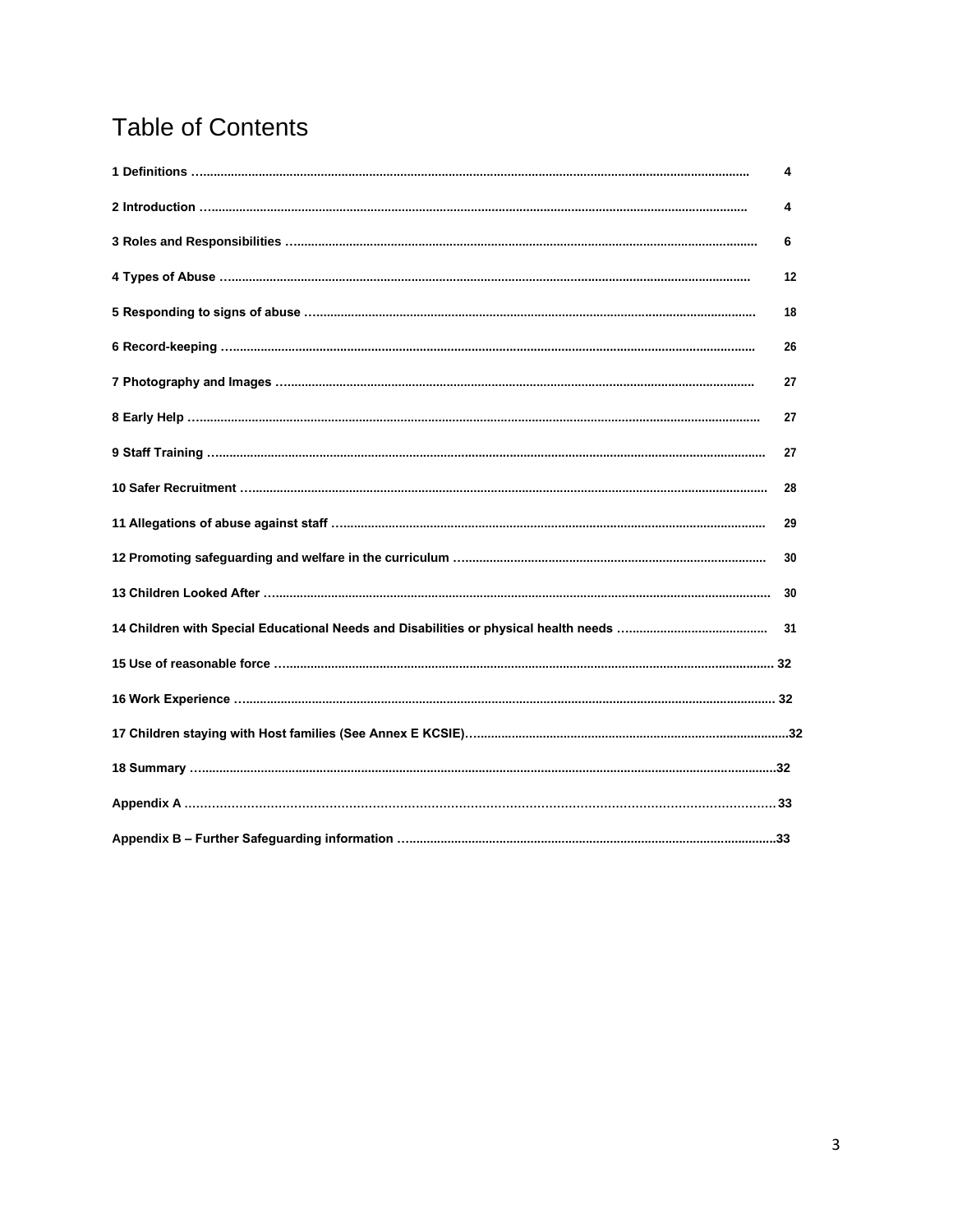# Table of Contents

| | |
|---|---|
| **1 Definitions** | **4** |
| **2 Introduction** | **4** |
| **3 Roles and Responsibilities** | **6** |
| **4 Types of Abuse** | **12** |
| **5 Responding to signs of abuse** | **18** |
| **6 Record-keeping** | **26** |
| **7 Photography and Images** | **27** |
| **8 Early Help** | **27** |
| **9 Staff Training** | **27** |
| **10 Safer Recruitment** | **28** |
| **11 Allegations of abuse against staff** | **29** |
| **12 Promoting safeguarding and welfare in the curriculum** | **30** |
| **13 Children Looked After** | **30** |
| **14 Children with Special Educational Needs and Disabilities or physical health needs** | **31** |
| **15 Use of reasonable force** | **32** |
| **16 Work Experience** | **32** |
| **17 Children staying with Host families (See Annex E KCSIE)** | **32** |
| **18 Summary** | **32** |
| **Appendix A** | **33** |
| **Appendix B – Further Safeguarding information** | **33** |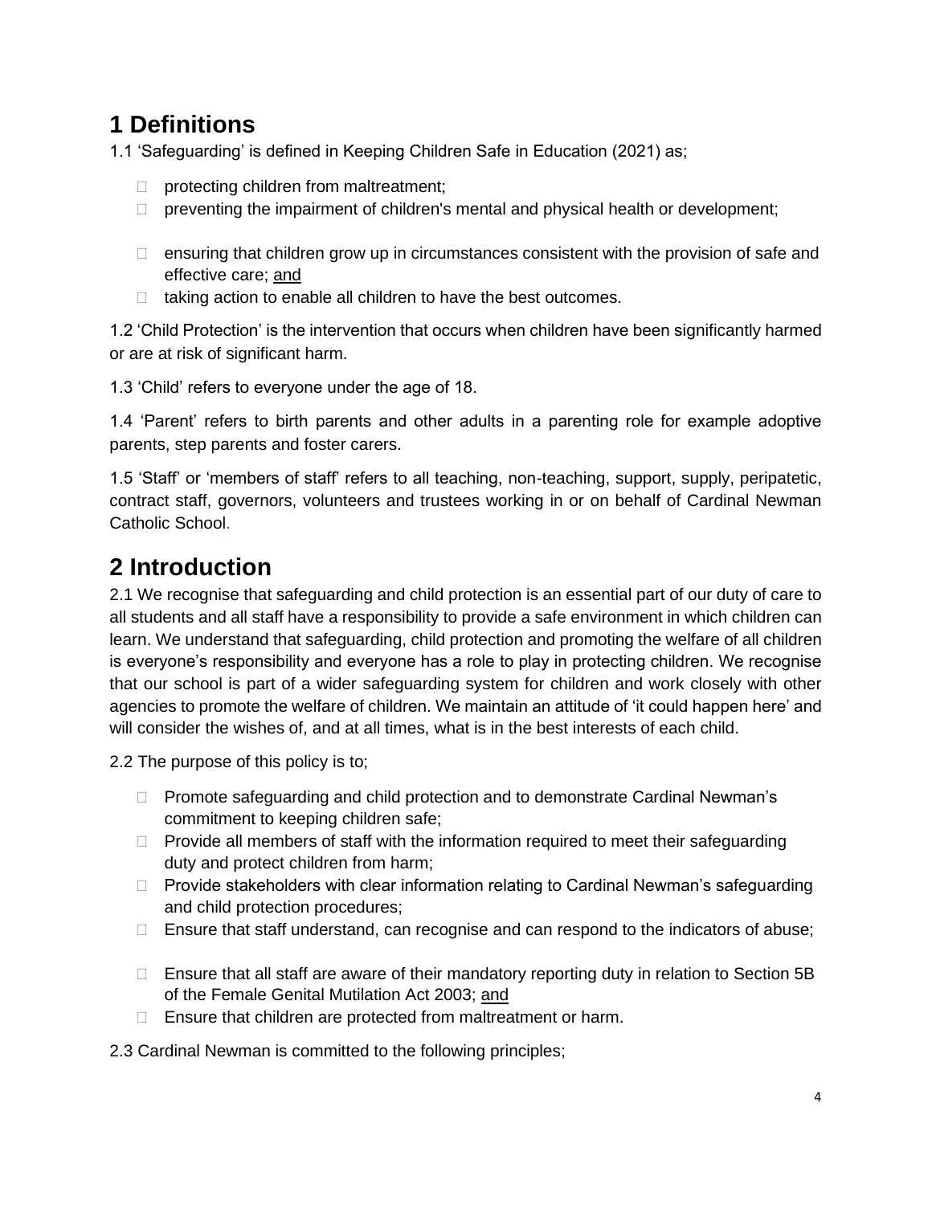# 1 Definitions

1.1 'Safeguarding' is defined in Keeping Children Safe in Education (2021) as;

- protecting children from maltreatment;
- preventing the impairment of children's mental and physical health or development;
- ensuring that children grow up in circumstances consistent with the provision of safe and effective care; and
- taking action to enable all children to have the best outcomes.

1.2 'Child Protection' is the intervention that occurs when children have been significantly harmed or are at risk of significant harm.

1.3 'Child' refers to everyone under the age of 18.

1.4 'Parent' refers to birth parents and other adults in a parenting role for example adoptive parents, step parents and foster carers.

1.5 'Staff' or 'members of staff' refers to all teaching, non-teaching, support, supply, peripatetic, contract staff, governors, volunteers and trustees working in or on behalf of Cardinal Newman Catholic School.

# 2 Introduction

2.1 We recognise that safeguarding and child protection is an essential part of our duty of care to all students and all staff have a responsibility to provide a safe environment in which children can learn. We understand that safeguarding, child protection and promoting the welfare of all children is everyone's responsibility and everyone has a role to play in protecting children. We recognise that our school is part of a wider safeguarding system for children and work closely with other agencies to promote the welfare of children. We maintain an attitude of 'it could happen here' and will consider the wishes of, and at all times, what is in the best interests of each child.

2.2 The purpose of this policy is to;

- Promote safeguarding and child protection and to demonstrate Cardinal Newman's commitment to keeping children safe;
- Provide all members of staff with the information required to meet their safeguarding duty and protect children from harm;
- Provide stakeholders with clear information relating to Cardinal Newman's safeguarding and child protection procedures;
- Ensure that staff understand, can recognise and can respond to the indicators of abuse;
- Ensure that all staff are aware of their mandatory reporting duty in relation to Section 5B of the Female Genital Mutilation Act 2003; and
- Ensure that children are protected from maltreatment or harm.

2.3 Cardinal Newman is committed to the following principles;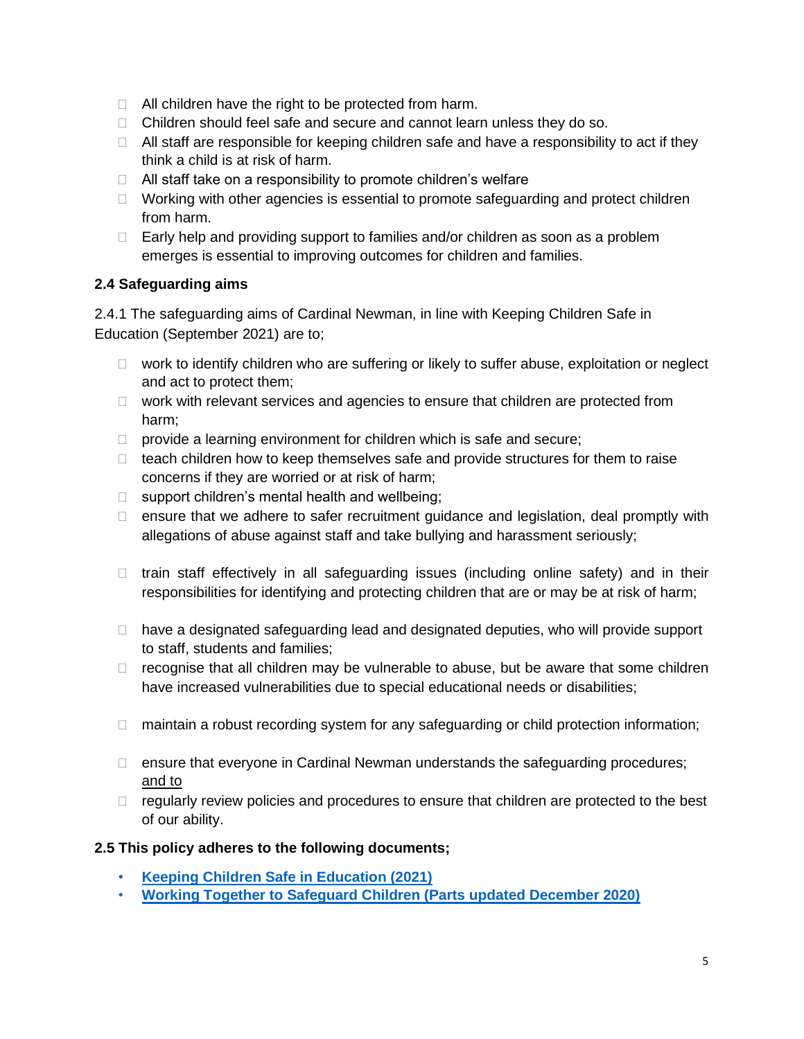- All children have the right to be protected from harm.
- Children should feel safe and secure and cannot learn unless they do so.
- All staff are responsible for keeping children safe and have a responsibility to act if they think a child is at risk of harm.
- All staff take on a responsibility to promote children's welfare
- Working with other agencies is essential to promote safeguarding and protect children from harm.
- Early help and providing support to families and/or children as soon as a problem emerges is essential to improving outcomes for children and families.

**2.4 Safeguarding aims**

2.4.1 The safeguarding aims of Cardinal Newman, in line with Keeping Children Safe in Education (September 2021) are to;

- work to identify children who are suffering or likely to suffer abuse, exploitation or neglect and act to protect them;
- work with relevant services and agencies to ensure that children are protected from harm;
- provide a learning environment for children which is safe and secure;
- teach children how to keep themselves safe and provide structures for them to raise concerns if they are worried or at risk of harm;
- support children's mental health and wellbeing;
- ensure that we adhere to safer recruitment guidance and legislation, deal promptly with allegations of abuse against staff and take bullying and harassment seriously;
- train staff effectively in all safeguarding issues (including online safety) and in their responsibilities for identifying and protecting children that are or may be at risk of harm;
- have a designated safeguarding lead and designated deputies, who will provide support to staff, students and families;
- recognise that all children may be vulnerable to abuse, but be aware that some children have increased vulnerabilities due to special educational needs or disabilities;
- maintain a robust recording system for any safeguarding or child protection information;
- ensure that everyone in Cardinal Newman understands the safeguarding procedures; <u>and to</u>
- regularly review policies and procedures to ensure that children are protected to the best of our ability.

**2.5 This policy adheres to the following documents;**

- **Keeping Children Safe in Education (2021)**
- **Working Together to Safeguard Children (Parts updated December 2020)**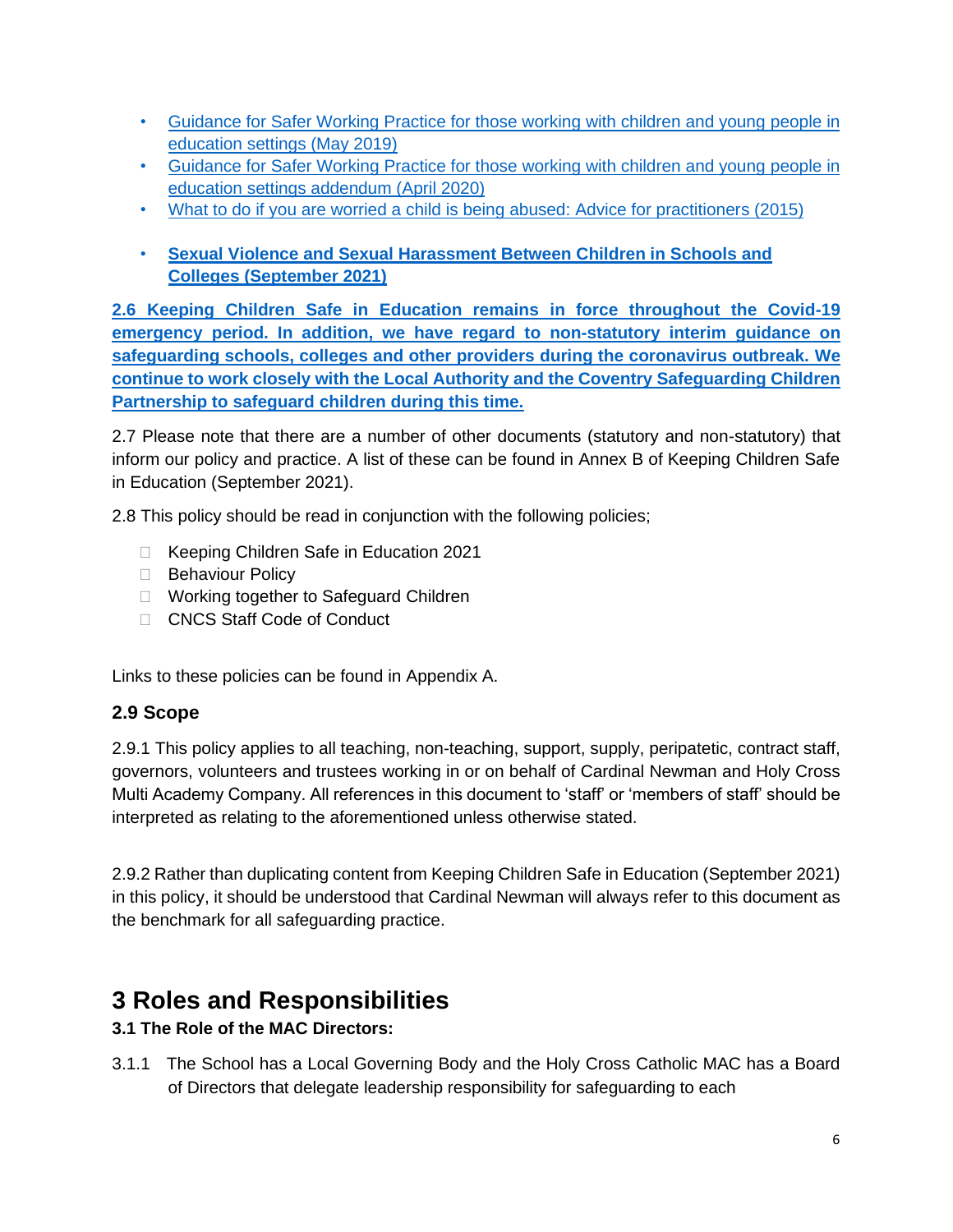- Guidance for Safer Working Practice for those working with children and young people in education settings (May 2019)
- Guidance for Safer Working Practice for those working with children and young people in education settings addendum (April 2020)
- What to do if you are worried a child is being abused: Advice for practitioners (2015)
- **Sexual Violence and Sexual Harassment Between Children in Schools and Colleges (September 2021)**

**2.6 Keeping Children Safe in Education remains in force throughout the Covid-19 emergency period. In addition, we have regard to non-statutory interim guidance on safeguarding schools, colleges and other providers during the coronavirus outbreak. We continue to work closely with the Local Authority and the Coventry Safeguarding Children Partnership to safeguard children during this time.**

2.7 Please note that there are a number of other documents (statutory and non-statutory) that inform our policy and practice. A list of these can be found in Annex B of Keeping Children Safe in Education (September 2021).

2.8 This policy should be read in conjunction with the following policies;

- Keeping Children Safe in Education 2021
- Behaviour Policy
- Working together to Safeguard Children
- CNCS Staff Code of Conduct

Links to these policies can be found in Appendix A.

### 2.9 Scope

2.9.1 This policy applies to all teaching, non-teaching, support, supply, peripatetic, contract staff, governors, volunteers and trustees working in or on behalf of Cardinal Newman and Holy Cross Multi Academy Company. All references in this document to 'staff' or 'members of staff' should be interpreted as relating to the aforementioned unless otherwise stated.

2.9.2 Rather than duplicating content from Keeping Children Safe in Education (September 2021) in this policy, it should be understood that Cardinal Newman will always refer to this document as the benchmark for all safeguarding practice.

## 3 Roles and Responsibilities

**3.1 The Role of the MAC Directors:**

3.1.1 The School has a Local Governing Body and the Holy Cross Catholic MAC has a Board of Directors that delegate leadership responsibility for safeguarding to each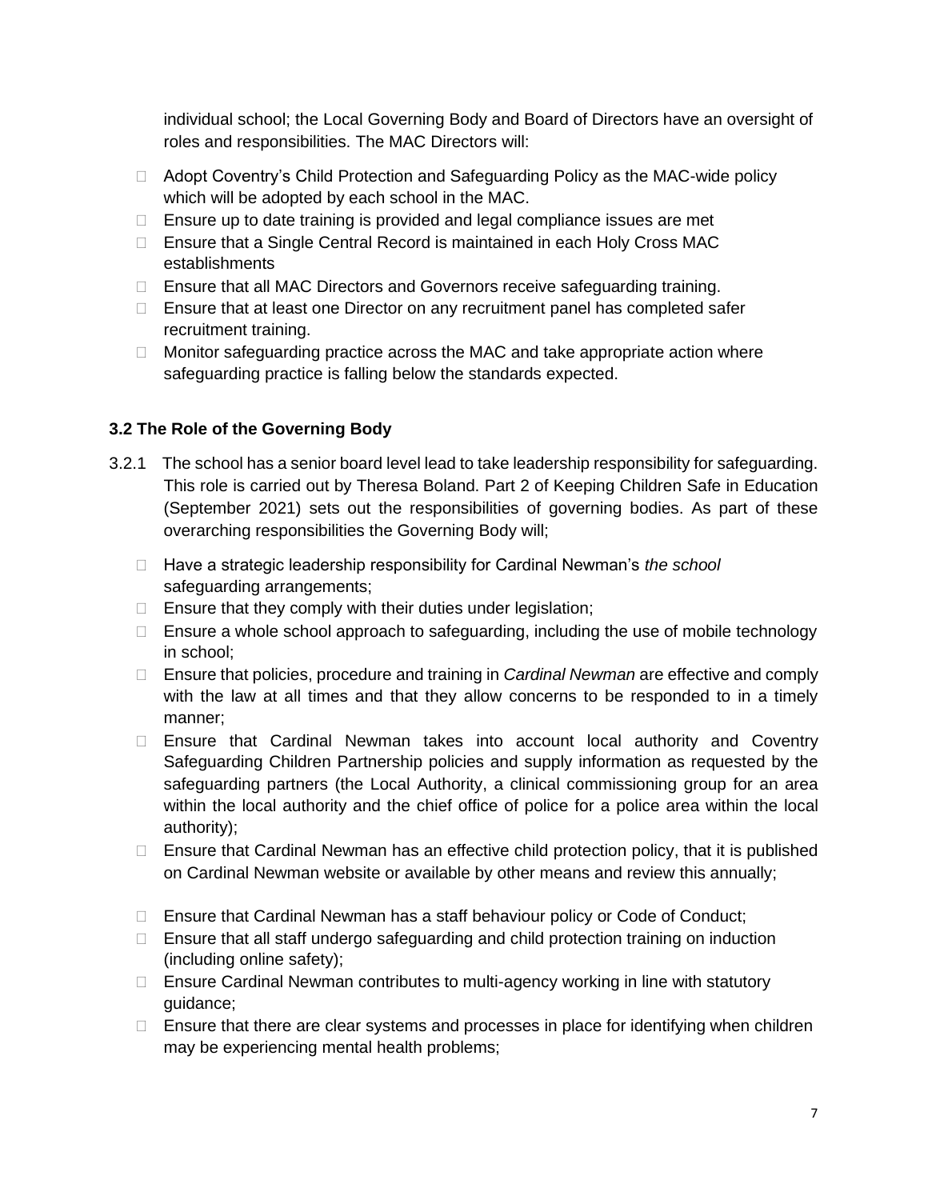individual school; the Local Governing Body and Board of Directors have an oversight of roles and responsibilities. The MAC Directors will:

- Adopt Coventry's Child Protection and Safeguarding Policy as the MAC-wide policy which will be adopted by each school in the MAC.
- Ensure up to date training is provided and legal compliance issues are met
- Ensure that a Single Central Record is maintained in each Holy Cross MAC establishments
- Ensure that all MAC Directors and Governors receive safeguarding training.
- Ensure that at least one Director on any recruitment panel has completed safer recruitment training.
- Monitor safeguarding practice across the MAC and take appropriate action where safeguarding practice is falling below the standards expected.

### 3.2 The Role of the Governing Body

3.2.1 The school has a senior board level lead to take leadership responsibility for safeguarding. This role is carried out by Theresa Boland. Part 2 of Keeping Children Safe in Education (September 2021) sets out the responsibilities of governing bodies. As part of these overarching responsibilities the Governing Body will;

- Have a strategic leadership responsibility for Cardinal Newman's *the school* safeguarding arrangements;
- Ensure that they comply with their duties under legislation;
- Ensure a whole school approach to safeguarding, including the use of mobile technology in school;
- Ensure that policies, procedure and training in *Cardinal Newman* are effective and comply with the law at all times and that they allow concerns to be responded to in a timely manner;
- Ensure that Cardinal Newman takes into account local authority and Coventry Safeguarding Children Partnership policies and supply information as requested by the safeguarding partners (the Local Authority, a clinical commissioning group for an area within the local authority and the chief office of police for a police area within the local authority);
- Ensure that Cardinal Newman has an effective child protection policy, that it is published on Cardinal Newman website or available by other means and review this annually;
- Ensure that Cardinal Newman has a staff behaviour policy or Code of Conduct;
- Ensure that all staff undergo safeguarding and child protection training on induction (including online safety);
- Ensure Cardinal Newman contributes to multi-agency working in line with statutory guidance;
- Ensure that there are clear systems and processes in place for identifying when children may be experiencing mental health problems;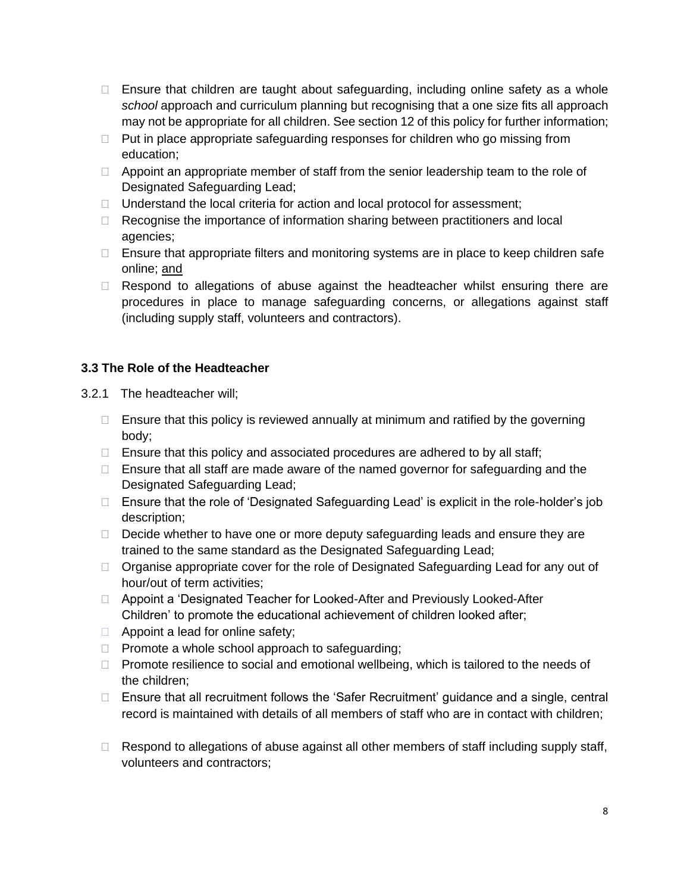- Ensure that children are taught about safeguarding, including online safety as a whole *school* approach and curriculum planning but recognising that a one size fits all approach may not be appropriate for all children. See section 12 of this policy for further information;
- Put in place appropriate safeguarding responses for children who go missing from education;
- Appoint an appropriate member of staff from the senior leadership team to the role of Designated Safeguarding Lead;
- Understand the local criteria for action and local protocol for assessment;
- Recognise the importance of information sharing between practitioners and local agencies;
- Ensure that appropriate filters and monitoring systems are in place to keep children safe online; <u>and</u>
- Respond to allegations of abuse against the headteacher whilst ensuring there are procedures in place to manage safeguarding concerns, or allegations against staff (including supply staff, volunteers and contractors).

### 3.3 The Role of the Headteacher

3.2.1 The headteacher will;

- Ensure that this policy is reviewed annually at minimum and ratified by the governing body;
- Ensure that this policy and associated procedures are adhered to by all staff;
- Ensure that all staff are made aware of the named governor for safeguarding and the Designated Safeguarding Lead;
- Ensure that the role of 'Designated Safeguarding Lead' is explicit in the role-holder's job description;
- Decide whether to have one or more deputy safeguarding leads and ensure they are trained to the same standard as the Designated Safeguarding Lead;
- Organise appropriate cover for the role of Designated Safeguarding Lead for any out of hour/out of term activities;
- Appoint a 'Designated Teacher for Looked-After and Previously Looked-After Children' to promote the educational achievement of children looked after;
- Appoint a lead for online safety;
- Promote a whole school approach to safeguarding;
- Promote resilience to social and emotional wellbeing, which is tailored to the needs of the children;
- Ensure that all recruitment follows the 'Safer Recruitment' guidance and a single, central record is maintained with details of all members of staff who are in contact with children;
- Respond to allegations of abuse against all other members of staff including supply staff, volunteers and contractors;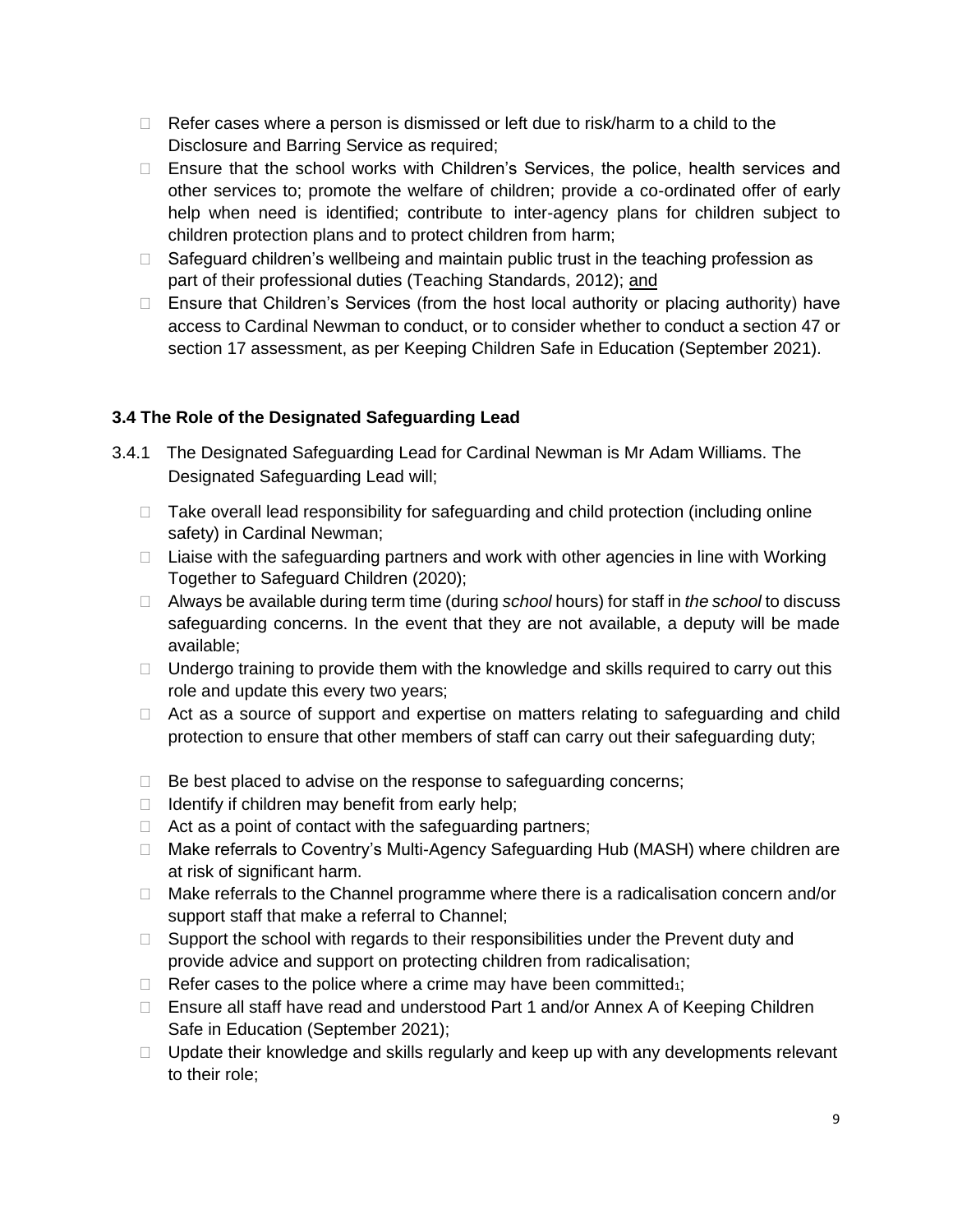- Refer cases where a person is dismissed or left due to risk/harm to a child to the Disclosure and Barring Service as required;
- Ensure that the school works with Children's Services, the police, health services and other services to; promote the welfare of children; provide a co-ordinated offer of early help when need is identified; contribute to inter-agency plans for children subject to children protection plans and to protect children from harm;
- Safeguard children's wellbeing and maintain public trust in the teaching profession as part of their professional duties (Teaching Standards, 2012); and
- Ensure that Children's Services (from the host local authority or placing authority) have access to Cardinal Newman to conduct, or to consider whether to conduct a section 47 or section 17 assessment, as per Keeping Children Safe in Education (September 2021).

### 3.4 The Role of the Designated Safeguarding Lead

3.4.1 The Designated Safeguarding Lead for Cardinal Newman is Mr Adam Williams. The Designated Safeguarding Lead will;

- Take overall lead responsibility for safeguarding and child protection (including online safety) in Cardinal Newman;
- Liaise with the safeguarding partners and work with other agencies in line with Working Together to Safeguard Children (2020);
- Always be available during term time (during *school* hours) for staff in *the school* to discuss safeguarding concerns. In the event that they are not available, a deputy will be made available;
- Undergo training to provide them with the knowledge and skills required to carry out this role and update this every two years;
- Act as a source of support and expertise on matters relating to safeguarding and child protection to ensure that other members of staff can carry out their safeguarding duty;
- Be best placed to advise on the response to safeguarding concerns;
- Identify if children may benefit from early help;
- Act as a point of contact with the safeguarding partners;
- Make referrals to Coventry's Multi-Agency Safeguarding Hub (MASH) where children are at risk of significant harm.
- Make referrals to the Channel programme where there is a radicalisation concern and/or support staff that make a referral to Channel;
- Support the school with regards to their responsibilities under the Prevent duty and provide advice and support on protecting children from radicalisation;
- Refer cases to the police where a crime may have been committed[1];
- Ensure all staff have read and understood Part 1 and/or Annex A of Keeping Children Safe in Education (September 2021);
- Update their knowledge and skills regularly and keep up with any developments relevant to their role;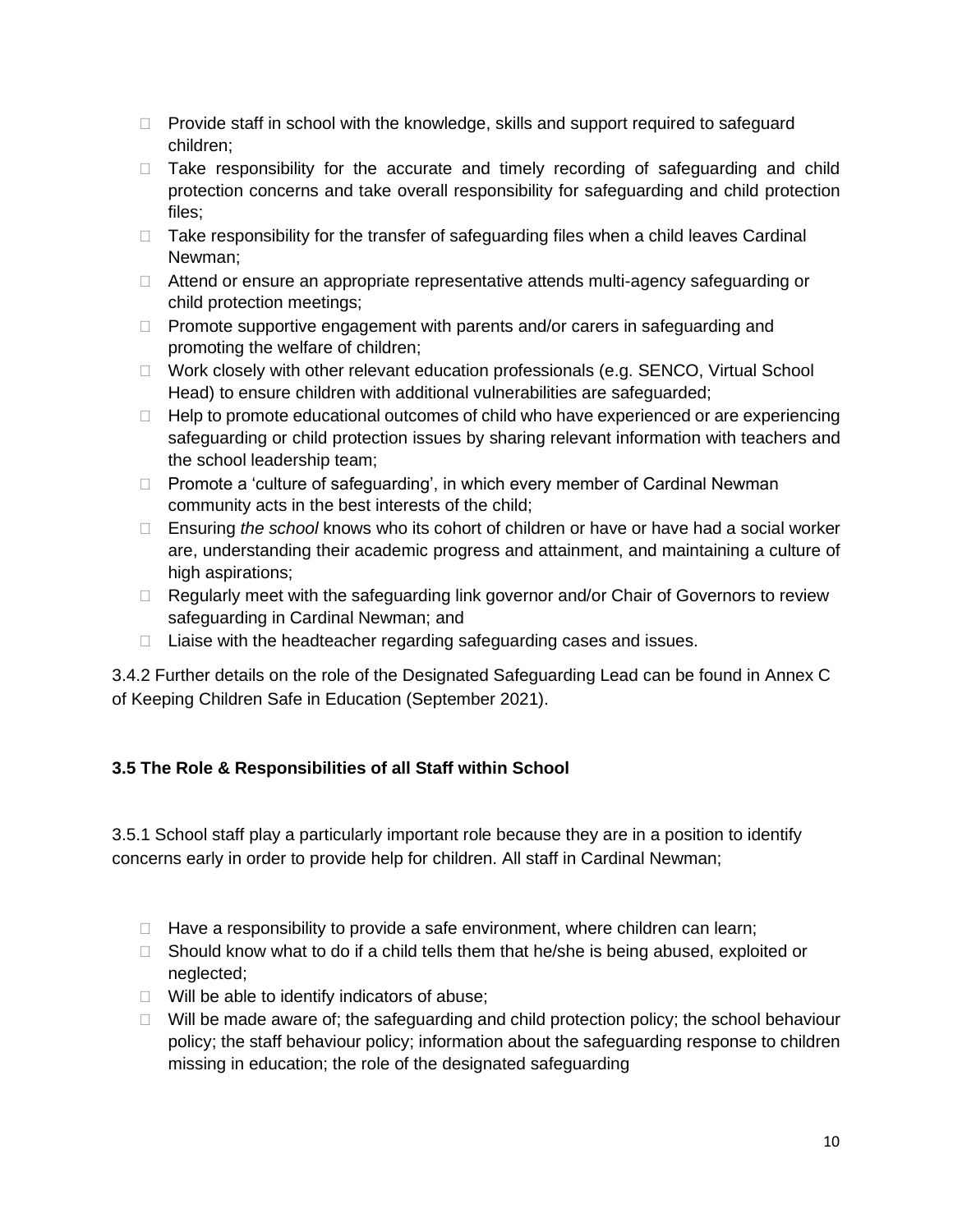- Provide staff in school with the knowledge, skills and support required to safeguard children;
- Take responsibility for the accurate and timely recording of safeguarding and child protection concerns and take overall responsibility for safeguarding and child protection files;
- Take responsibility for the transfer of safeguarding files when a child leaves Cardinal Newman;
- Attend or ensure an appropriate representative attends multi-agency safeguarding or child protection meetings;
- Promote supportive engagement with parents and/or carers in safeguarding and promoting the welfare of children;
- Work closely with other relevant education professionals (e.g. SENCO, Virtual School Head) to ensure children with additional vulnerabilities are safeguarded;
- Help to promote educational outcomes of child who have experienced or are experiencing safeguarding or child protection issues by sharing relevant information with teachers and the school leadership team;
- Promote a 'culture of safeguarding', in which every member of Cardinal Newman community acts in the best interests of the child;
- Ensuring *the school* knows who its cohort of children or have or have had a social worker are, understanding their academic progress and attainment, and maintaining a culture of high aspirations;
- Regularly meet with the safeguarding link governor and/or Chair of Governors to review safeguarding in Cardinal Newman; and
- Liaise with the headteacher regarding safeguarding cases and issues.

3.4.2 Further details on the role of the Designated Safeguarding Lead can be found in Annex C of Keeping Children Safe in Education (September 2021).

### 3.5 The Role & Responsibilities of all Staff within School

3.5.1 School staff play a particularly important role because they are in a position to identify concerns early in order to provide help for children. All staff in Cardinal Newman;

- Have a responsibility to provide a safe environment, where children can learn;
- Should know what to do if a child tells them that he/she is being abused, exploited or neglected;
- Will be able to identify indicators of abuse;
- Will be made aware of; the safeguarding and child protection policy; the school behaviour policy; the staff behaviour policy; information about the safeguarding response to children missing in education; the role of the designated safeguarding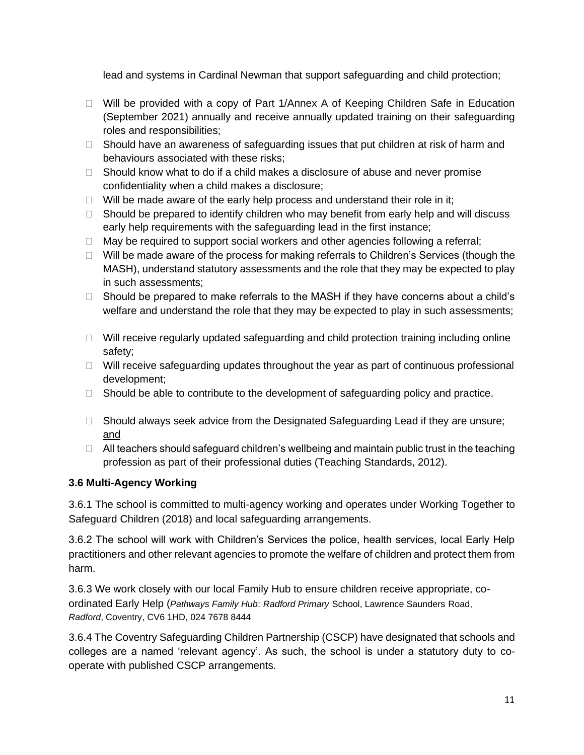lead and systems in Cardinal Newman that support safeguarding and child protection;

- Will be provided with a copy of Part 1/Annex A of Keeping Children Safe in Education (September 2021) annually and receive annually updated training on their safeguarding roles and responsibilities;
- Should have an awareness of safeguarding issues that put children at risk of harm and behaviours associated with these risks;
- Should know what to do if a child makes a disclosure of abuse and never promise confidentiality when a child makes a disclosure;
- Will be made aware of the early help process and understand their role in it;
- Should be prepared to identify children who may benefit from early help and will discuss early help requirements with the safeguarding lead in the first instance;
- May be required to support social workers and other agencies following a referral;
- Will be made aware of the process for making referrals to Children's Services (though the MASH), understand statutory assessments and the role that they may be expected to play in such assessments;
- Should be prepared to make referrals to the MASH if they have concerns about a child's welfare and understand the role that they may be expected to play in such assessments;
- Will receive regularly updated safeguarding and child protection training including online safety;
- Will receive safeguarding updates throughout the year as part of continuous professional development;
- Should be able to contribute to the development of safeguarding policy and practice.
- Should always seek advice from the Designated Safeguarding Lead if they are unsure; and
- All teachers should safeguard children's wellbeing and maintain public trust in the teaching profession as part of their professional duties (Teaching Standards, 2012).

### 3.6 Multi-Agency Working

3.6.1 The school is committed to multi-agency working and operates under Working Together to Safeguard Children (2018) and local safeguarding arrangements.

3.6.2 The school will work with Children's Services the police, health services, local Early Help practitioners and other relevant agencies to promote the welfare of children and protect them from harm.

3.6.3 We work closely with our local Family Hub to ensure children receive appropriate, co-ordinated Early Help (*Pathways Family Hub*: *Radford Primary* School, Lawrence Saunders Road, *Radford*, Coventry, CV6 1HD, 024 7678 8444

3.6.4 The Coventry Safeguarding Children Partnership (CSCP) have designated that schools and colleges are a named 'relevant agency'. As such, the school is under a statutory duty to co-operate with published CSCP arrangements.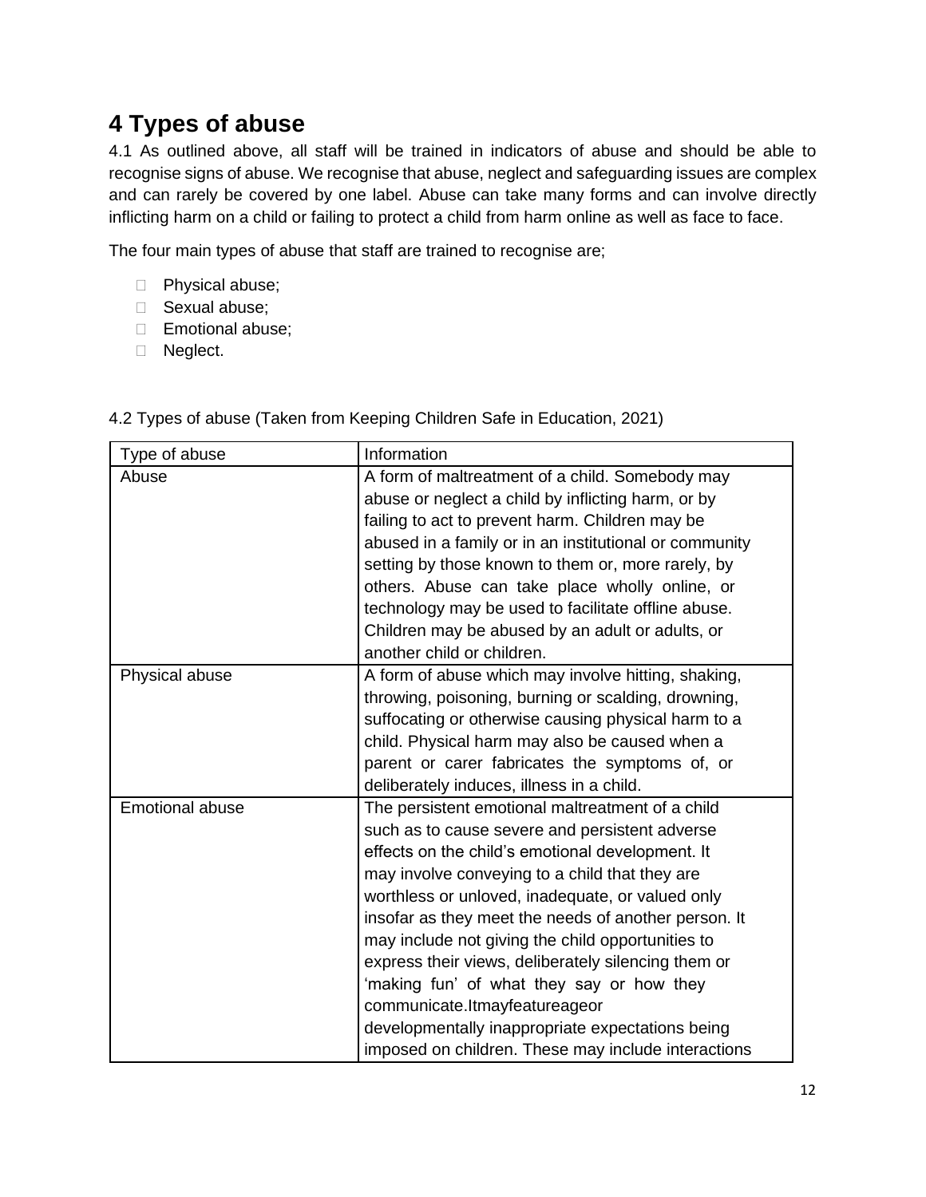# 4 Types of abuse

4.1 As outlined above, all staff will be trained in indicators of abuse and should be able to recognise signs of abuse. We recognise that abuse, neglect and safeguarding issues are complex and can rarely be covered by one label. Abuse can take many forms and can involve directly inflicting harm on a child or failing to protect a child from harm online as well as face to face.

The four main types of abuse that staff are trained to recognise are;

- Physical abuse;
- Sexual abuse;
- Emotional abuse;
- Neglect.

4.2 Types of abuse (Taken from Keeping Children Safe in Education, 2021)

| Type of abuse | Information |
| --- | --- |
| Abuse | A form of maltreatment of a child. Somebody may abuse or neglect a child by inflicting harm, or by failing to act to prevent harm. Children may be abused in a family or in an institutional or community setting by those known to them or, more rarely, by others. Abuse can take place wholly online, or technology may be used to facilitate offline abuse. Children may be abused by an adult or adults, or another child or children. |
| Physical abuse | A form of abuse which may involve hitting, shaking, throwing, poisoning, burning or scalding, drowning, suffocating or otherwise causing physical harm to a child. Physical harm may also be caused when a parent or carer fabricates the symptoms of, or deliberately induces, illness in a child. |
| Emotional abuse | The persistent emotional maltreatment of a child such as to cause severe and persistent adverse effects on the child's emotional development. It may involve conveying to a child that they are worthless or unloved, inadequate, or valued only insofar as they meet the needs of another person. It may include not giving the child opportunities to express their views, deliberately silencing them or 'making fun' of what they say or how they communicate.Itmayfeatureageor developmentally inappropriate expectations being imposed on children. These may include interactions |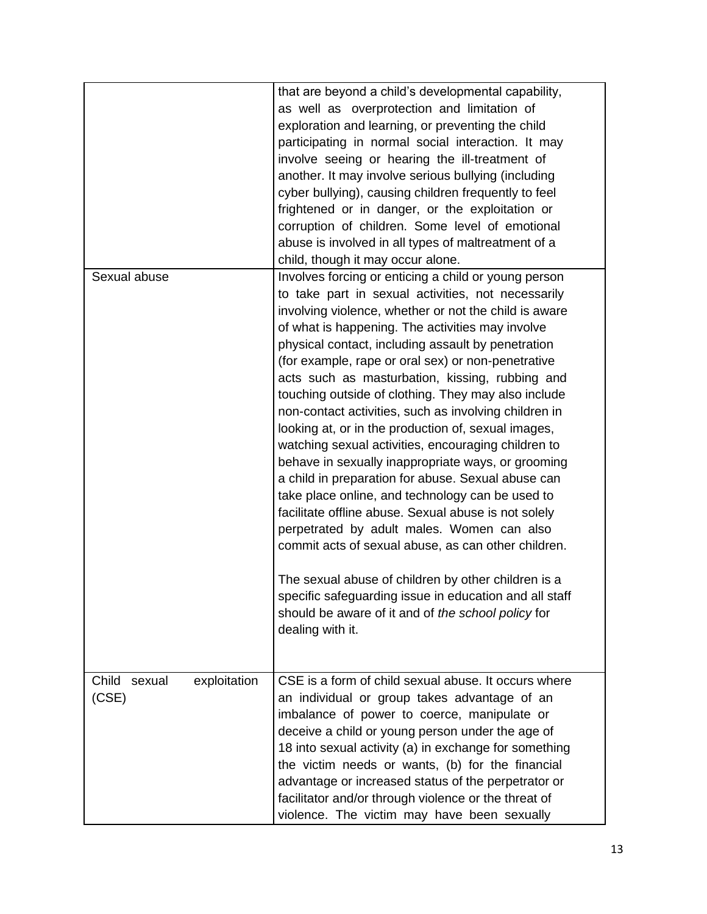| | |
|---|---|
| | that are beyond a child's developmental capability, as well as overprotection and limitation of exploration and learning, or preventing the child participating in normal social interaction. It may involve seeing or hearing the ill-treatment of another. It may involve serious bullying (including cyber bullying), causing children frequently to feel frightened or in danger, or the exploitation or corruption of children. Some level of emotional abuse is involved in all types of maltreatment of a child, though it may occur alone. |
| Sexual abuse | Involves forcing or enticing a child or young person to take part in sexual activities, not necessarily involving violence, whether or not the child is aware of what is happening. The activities may involve physical contact, including assault by penetration (for example, rape or oral sex) or non-penetrative acts such as masturbation, kissing, rubbing and touching outside of clothing. They may also include non-contact activities, such as involving children in looking at, or in the production of, sexual images, watching sexual activities, encouraging children to behave in sexually inappropriate ways, or grooming a child in preparation for abuse. Sexual abuse can take place online, and technology can be used to facilitate offline abuse. Sexual abuse is not solely perpetrated by adult males. Women can also commit acts of sexual abuse, as can other children.<br><br>The sexual abuse of children by other children is a specific safeguarding issue in education and all staff should be aware of it and of *the school policy* for dealing with it. |
| Child sexual exploitation (CSE) | CSE is a form of child sexual abuse. It occurs where an individual or group takes advantage of an imbalance of power to coerce, manipulate or deceive a child or young person under the age of 18 into sexual activity (a) in exchange for something the victim needs or wants, (b) for the financial advantage or increased status of the perpetrator or facilitator and/or through violence or the threat of violence. The victim may have been sexually |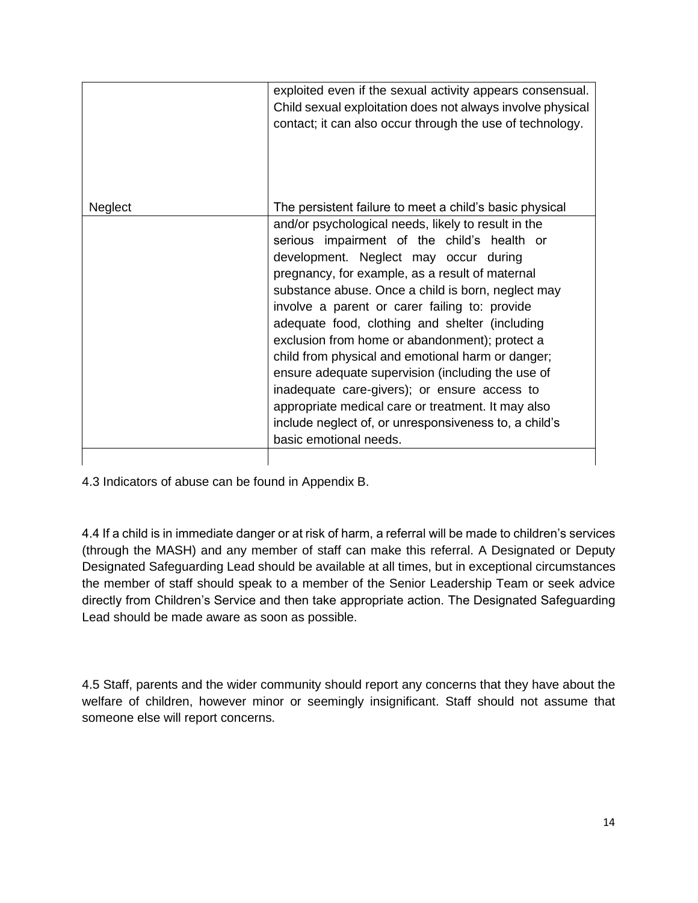| | |
|---|---|
| | exploited even if the sexual activity appears consensual. Child sexual exploitation does not always involve physical contact; it can also occur through the use of technology. |
| Neglect | The persistent failure to meet a child's basic physical and/or psychological needs, likely to result in the serious impairment of the child's health or development. Neglect may occur during pregnancy, for example, as a result of maternal substance abuse. Once a child is born, neglect may involve a parent or carer failing to: provide adequate food, clothing and shelter (including exclusion from home or abandonment); protect a child from physical and emotional harm or danger; ensure adequate supervision (including the use of inadequate care-givers); or ensure access to appropriate medical care or treatment. It may also include neglect of, or unresponsiveness to, a child's basic emotional needs. |
| | |

4.3 Indicators of abuse can be found in Appendix B.

4.4 If a child is in immediate danger or at risk of harm, a referral will be made to children's services (through the MASH) and any member of staff can make this referral. A Designated or Deputy Designated Safeguarding Lead should be available at all times, but in exceptional circumstances the member of staff should speak to a member of the Senior Leadership Team or seek advice directly from Children's Service and then take appropriate action. The Designated Safeguarding Lead should be made aware as soon as possible.

4.5 Staff, parents and the wider community should report any concerns that they have about the welfare of children, however minor or seemingly insignificant. Staff should not assume that someone else will report concerns.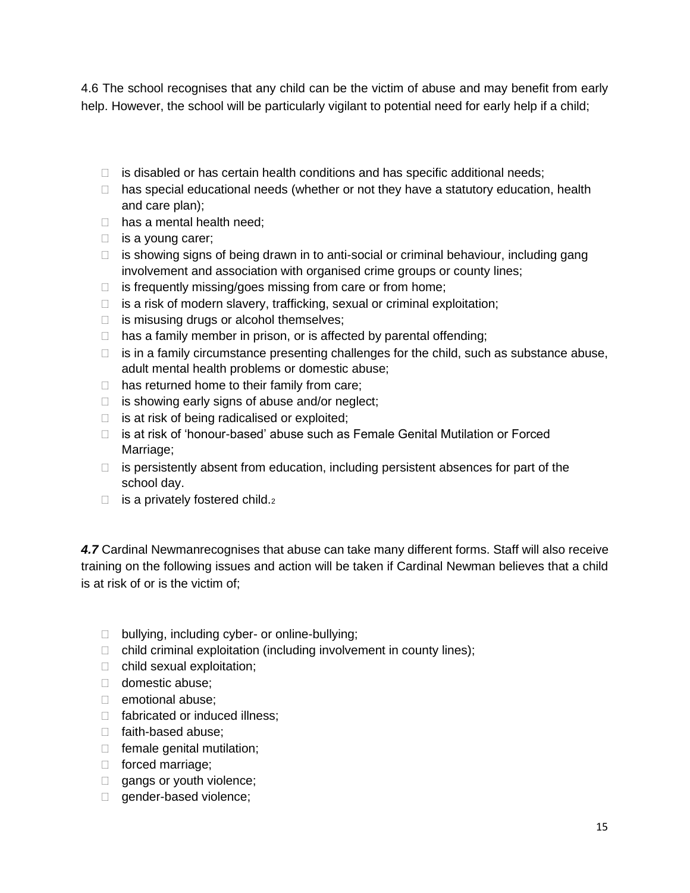4.6 The school recognises that any child can be the victim of abuse and may benefit from early help. However, the school will be particularly vigilant to potential need for early help if a child;

- is disabled or has certain health conditions and has specific additional needs;
- has special educational needs (whether or not they have a statutory education, health and care plan);
- has a mental health need;
- is a young carer;
- is showing signs of being drawn in to anti-social or criminal behaviour, including gang involvement and association with organised crime groups or county lines;
- is frequently missing/goes missing from care or from home;
- is a risk of modern slavery, trafficking, sexual or criminal exploitation;
- is misusing drugs or alcohol themselves;
- has a family member in prison, or is affected by parental offending;
- is in a family circumstance presenting challenges for the child, such as substance abuse, adult mental health problems or domestic abuse;
- has returned home to their family from care;
- is showing early signs of abuse and/or neglect;
- is at risk of being radicalised or exploited;
- is at risk of 'honour-based' abuse such as Female Genital Mutilation or Forced Marriage;
- is persistently absent from education, including persistent absences for part of the school day.
- is a privately fostered child.[2]

***4.7*** Cardinal Newmanrecognises that abuse can take many different forms. Staff will also receive training on the following issues and action will be taken if Cardinal Newman believes that a child is at risk of or is the victim of;

- bullying, including cyber- or online-bullying;
- child criminal exploitation (including involvement in county lines);
- child sexual exploitation;
- domestic abuse;
- emotional abuse;
- fabricated or induced illness;
- faith-based abuse;
- female genital mutilation;
- forced marriage;
- gangs or youth violence;
- gender-based violence;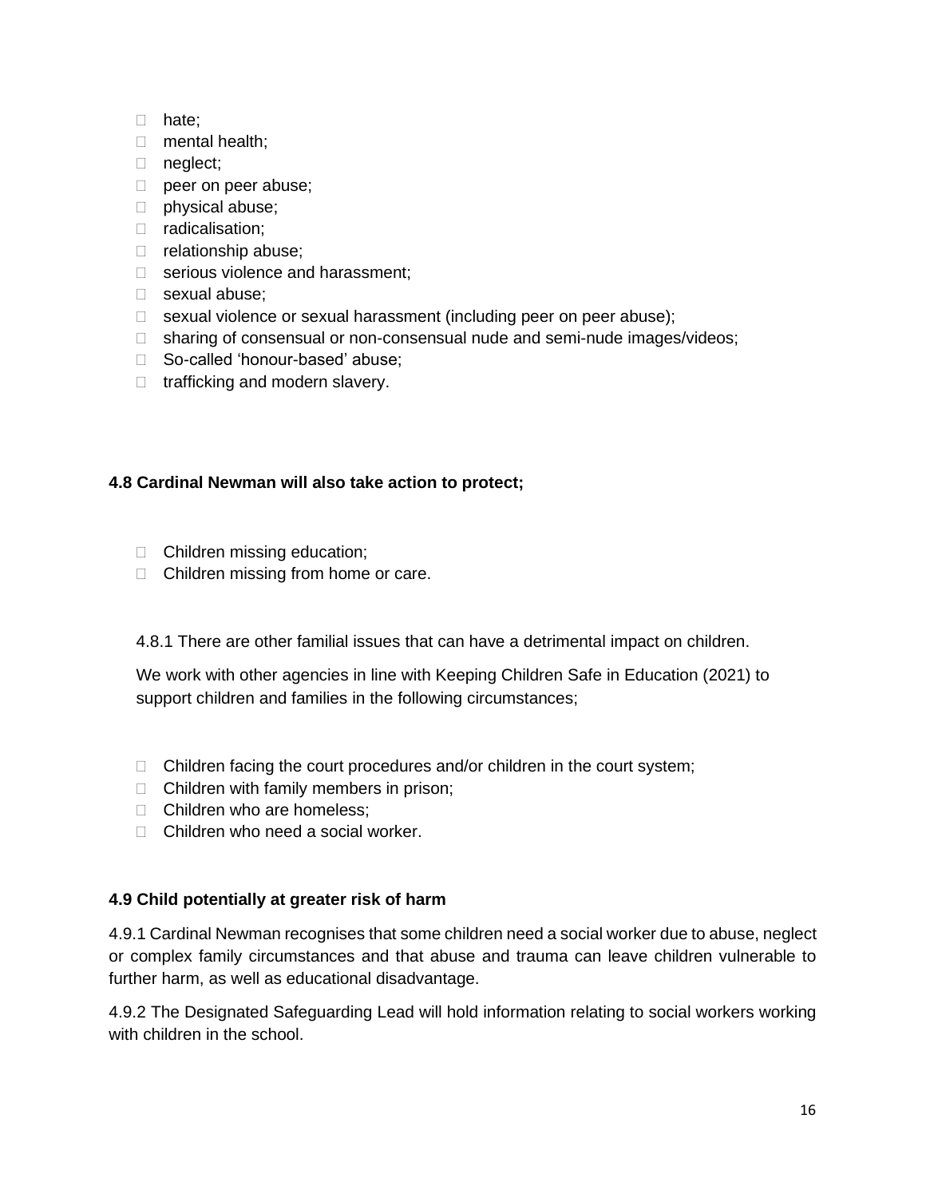- hate;
- mental health;
- neglect;
- peer on peer abuse;
- physical abuse;
- radicalisation;
- relationship abuse;
- serious violence and harassment;
- sexual abuse;
- sexual violence or sexual harassment (including peer on peer abuse);
- sharing of consensual or non-consensual nude and semi-nude images/videos;
- So-called 'honour-based' abuse;
- trafficking and modern slavery.

**4.8 Cardinal Newman will also take action to protect;**

- Children missing education;
- Children missing from home or care.

4.8.1 There are other familial issues that can have a detrimental impact on children.

We work with other agencies in line with Keeping Children Safe in Education (2021) to support children and families in the following circumstances;

- Children facing the court procedures and/or children in the court system;
- Children with family members in prison;
- Children who are homeless;
- Children who need a social worker.

**4.9 Child potentially at greater risk of harm**

4.9.1 Cardinal Newman recognises that some children need a social worker due to abuse, neglect or complex family circumstances and that abuse and trauma can leave children vulnerable to further harm, as well as educational disadvantage.

4.9.2 The Designated Safeguarding Lead will hold information relating to social workers working with children in the school.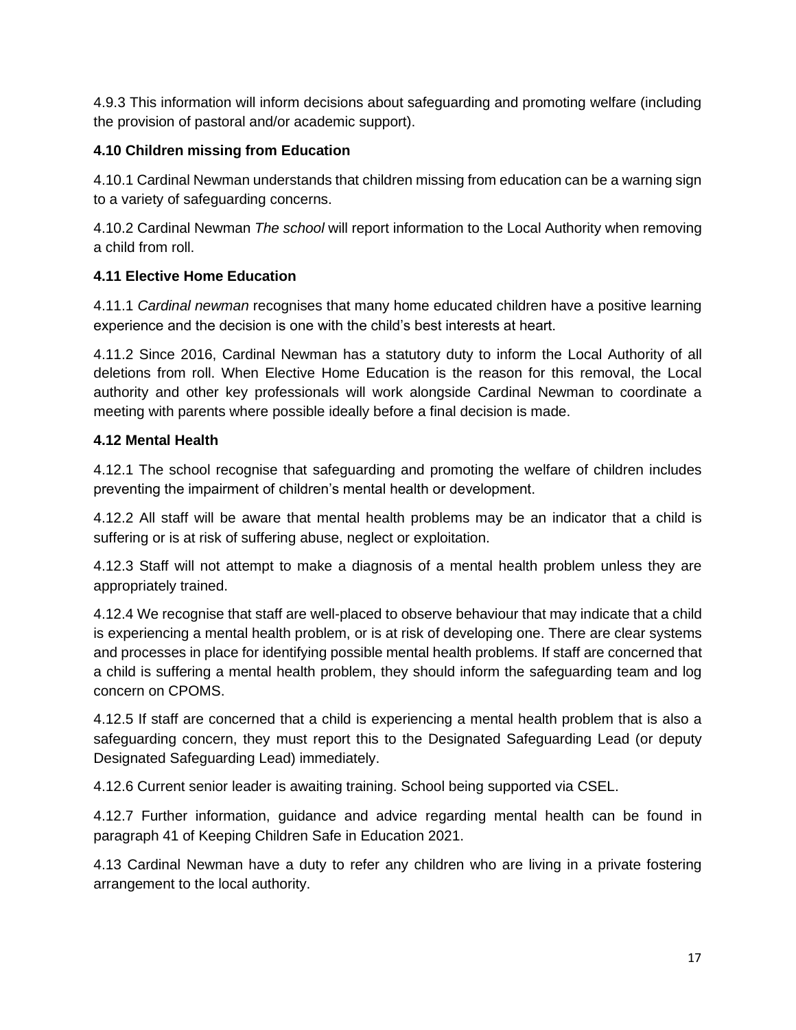4.9.3 This information will inform decisions about safeguarding and promoting welfare (including the provision of pastoral and/or academic support).

**4.10 Children missing from Education**

4.10.1 Cardinal Newman understands that children missing from education can be a warning sign to a variety of safeguarding concerns.

4.10.2 Cardinal Newman *The school* will report information to the Local Authority when removing a child from roll.

**4.11 Elective Home Education**

4.11.1 *Cardinal newman* recognises that many home educated children have a positive learning experience and the decision is one with the child's best interests at heart.

4.11.2 Since 2016, Cardinal Newman has a statutory duty to inform the Local Authority of all deletions from roll. When Elective Home Education is the reason for this removal, the Local authority and other key professionals will work alongside Cardinal Newman to coordinate a meeting with parents where possible ideally before a final decision is made.

**4.12 Mental Health**

4.12.1 The school recognise that safeguarding and promoting the welfare of children includes preventing the impairment of children's mental health or development.

4.12.2 All staff will be aware that mental health problems may be an indicator that a child is suffering or is at risk of suffering abuse, neglect or exploitation.

4.12.3 Staff will not attempt to make a diagnosis of a mental health problem unless they are appropriately trained.

4.12.4 We recognise that staff are well-placed to observe behaviour that may indicate that a child is experiencing a mental health problem, or is at risk of developing one. There are clear systems and processes in place for identifying possible mental health problems. If staff are concerned that a child is suffering a mental health problem, they should inform the safeguarding team and log concern on CPOMS.

4.12.5 If staff are concerned that a child is experiencing a mental health problem that is also a safeguarding concern, they must report this to the Designated Safeguarding Lead (or deputy Designated Safeguarding Lead) immediately.

4.12.6 Current senior leader is awaiting training. School being supported via CSEL.

4.12.7 Further information, guidance and advice regarding mental health can be found in paragraph 41 of Keeping Children Safe in Education 2021.

4.13 Cardinal Newman have a duty to refer any children who are living in a private fostering arrangement to the local authority.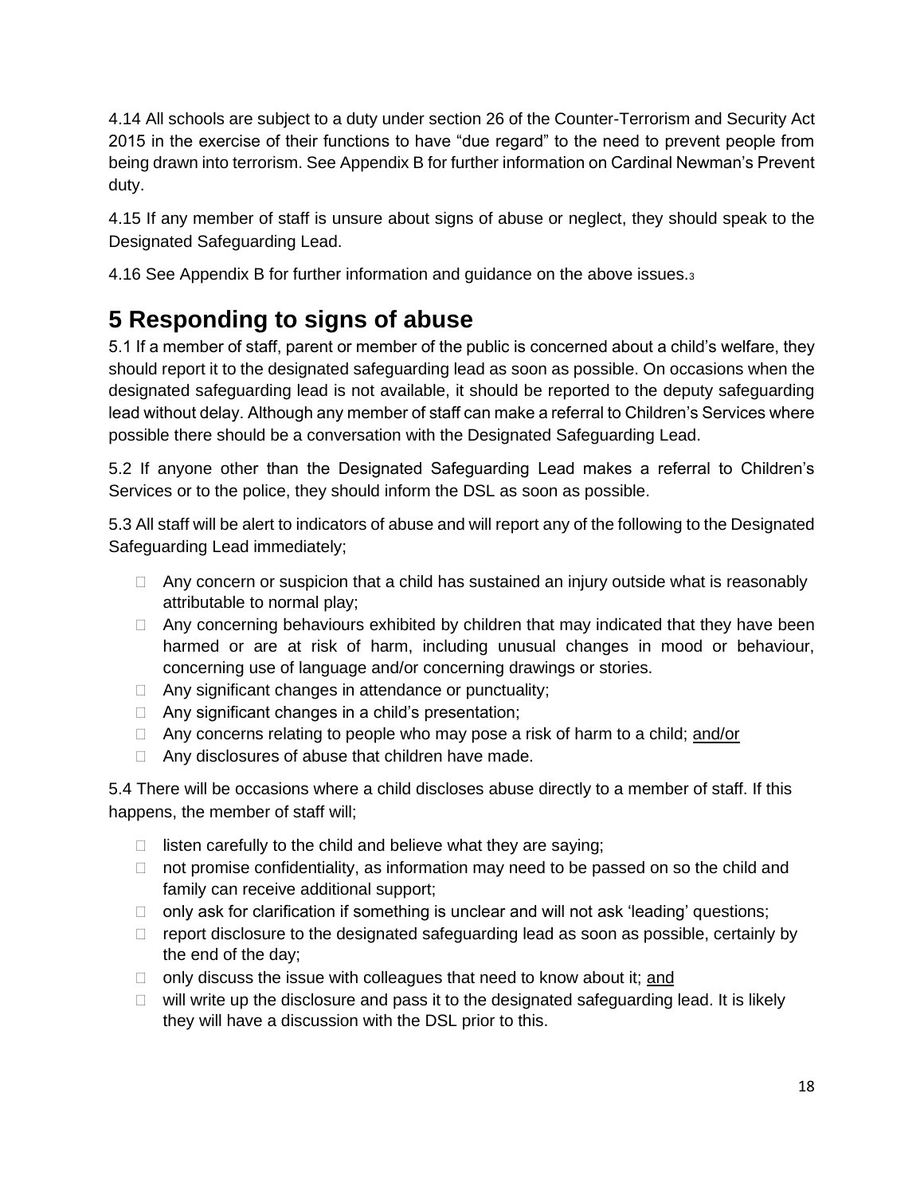4.14 All schools are subject to a duty under section 26 of the Counter-Terrorism and Security Act 2015 in the exercise of their functions to have "due regard" to the need to prevent people from being drawn into terrorism. See Appendix B for further information on Cardinal Newman's Prevent duty.

4.15 If any member of staff is unsure about signs of abuse or neglect, they should speak to the Designated Safeguarding Lead.

4.16 See Appendix B for further information and guidance on the above issues.[3]

# 5 Responding to signs of abuse

5.1 If a member of staff, parent or member of the public is concerned about a child's welfare, they should report it to the designated safeguarding lead as soon as possible. On occasions when the designated safeguarding lead is not available, it should be reported to the deputy safeguarding lead without delay. Although any member of staff can make a referral to Children's Services where possible there should be a conversation with the Designated Safeguarding Lead.

5.2 If anyone other than the Designated Safeguarding Lead makes a referral to Children's Services or to the police, they should inform the DSL as soon as possible.

5.3 All staff will be alert to indicators of abuse and will report any of the following to the Designated Safeguarding Lead immediately;

- Any concern or suspicion that a child has sustained an injury outside what is reasonably attributable to normal play;
- Any concerning behaviours exhibited by children that may indicated that they have been harmed or are at risk of harm, including unusual changes in mood or behaviour, concerning use of language and/or concerning drawings or stories.
- Any significant changes in attendance or punctuality;
- Any significant changes in a child's presentation;
- Any concerns relating to people who may pose a risk of harm to a child; and/or
- Any disclosures of abuse that children have made.

5.4 There will be occasions where a child discloses abuse directly to a member of staff. If this happens, the member of staff will;

- listen carefully to the child and believe what they are saying;
- not promise confidentiality, as information may need to be passed on so the child and family can receive additional support;
- only ask for clarification if something is unclear and will not ask 'leading' questions;
- report disclosure to the designated safeguarding lead as soon as possible, certainly by the end of the day;
- only discuss the issue with colleagues that need to know about it; and
- will write up the disclosure and pass it to the designated safeguarding lead. It is likely they will have a discussion with the DSL prior to this.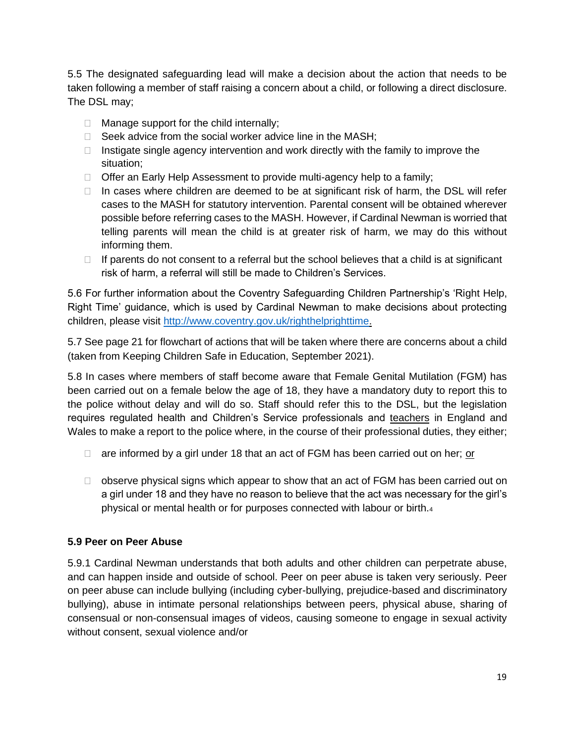5.5 The designated safeguarding lead will make a decision about the action that needs to be taken following a member of staff raising a concern about a child, or following a direct disclosure. The DSL may;

- Manage support for the child internally;
- Seek advice from the social worker advice line in the MASH;
- Instigate single agency intervention and work directly with the family to improve the situation;
- Offer an Early Help Assessment to provide multi-agency help to a family;
- In cases where children are deemed to be at significant risk of harm, the DSL will refer cases to the MASH for statutory intervention. Parental consent will be obtained wherever possible before referring cases to the MASH. However, if Cardinal Newman is worried that telling parents will mean the child is at greater risk of harm, we may do this without informing them.
- If parents do not consent to a referral but the school believes that a child is at significant risk of harm, a referral will still be made to Children's Services.

5.6 For further information about the Coventry Safeguarding Children Partnership's 'Right Help, Right Time' guidance, which is used by Cardinal Newman to make decisions about protecting children, please visit http://www.coventry.gov.uk/righthelprighttime.

5.7 See page 21 for flowchart of actions that will be taken where there are concerns about a child (taken from Keeping Children Safe in Education, September 2021).

5.8 In cases where members of staff become aware that Female Genital Mutilation (FGM) has been carried out on a female below the age of 18, they have a mandatory duty to report this to the police without delay and will do so. Staff should refer this to the DSL, but the legislation requires regulated health and Children's Service professionals and <u>teachers</u> in England and Wales to make a report to the police where, in the course of their professional duties, they either;

- are informed by a girl under 18 that an act of FGM has been carried out on her; <u>or</u>
- observe physical signs which appear to show that an act of FGM has been carried out on a girl under 18 and they have no reason to believe that the act was necessary for the girl's physical or mental health or for purposes connected with labour or birth.[4]

**5.9 Peer on Peer Abuse**

5.9.1 Cardinal Newman understands that both adults and other children can perpetrate abuse, and can happen inside and outside of school. Peer on peer abuse is taken very seriously. Peer on peer abuse can include bullying (including cyber-bullying, prejudice-based and discriminatory bullying), abuse in intimate personal relationships between peers, physical abuse, sharing of consensual or non-consensual images of videos, causing someone to engage in sexual activity without consent, sexual violence and/or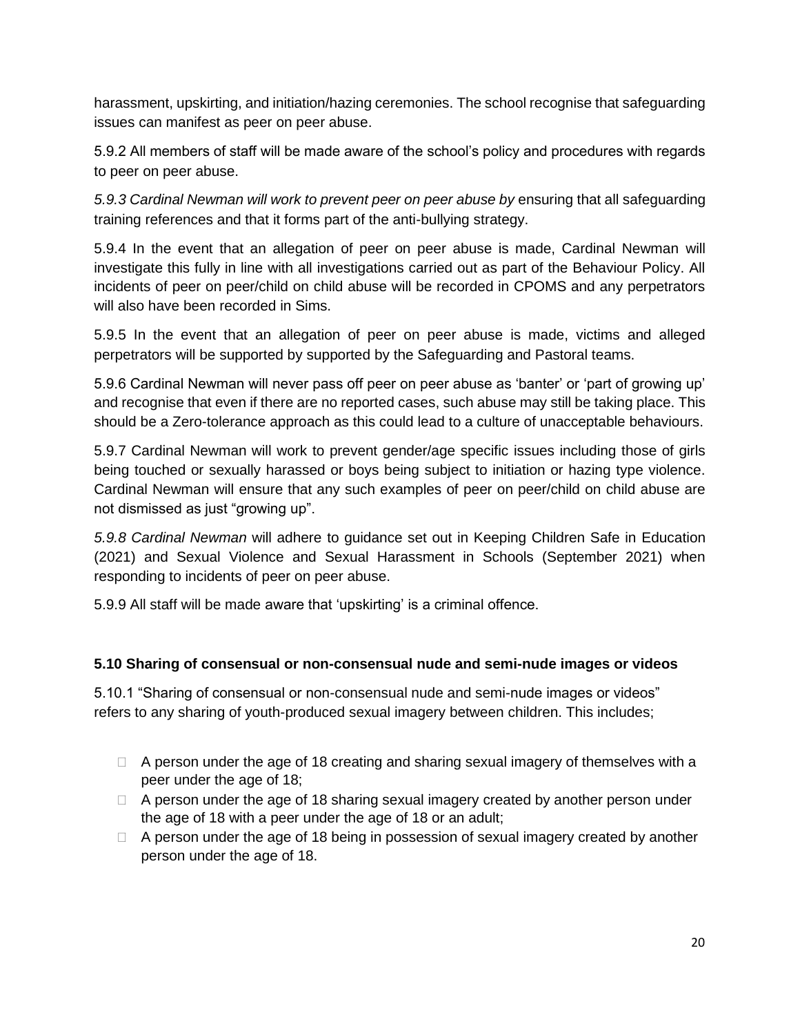harassment, upskirting, and initiation/hazing ceremonies. The school recognise that safeguarding issues can manifest as peer on peer abuse.

5.9.2 All members of staff will be made aware of the school's policy and procedures with regards to peer on peer abuse.

*5.9.3 Cardinal Newman will work to prevent peer on peer abuse by* ensuring that all safeguarding training references and that it forms part of the anti-bullying strategy.

5.9.4 In the event that an allegation of peer on peer abuse is made, Cardinal Newman will investigate this fully in line with all investigations carried out as part of the Behaviour Policy. All incidents of peer on peer/child on child abuse will be recorded in CPOMS and any perpetrators will also have been recorded in Sims.

5.9.5 In the event that an allegation of peer on peer abuse is made, victims and alleged perpetrators will be supported by supported by the Safeguarding and Pastoral teams.

5.9.6 Cardinal Newman will never pass off peer on peer abuse as 'banter' or 'part of growing up' and recognise that even if there are no reported cases, such abuse may still be taking place. This should be a Zero-tolerance approach as this could lead to a culture of unacceptable behaviours.

5.9.7 Cardinal Newman will work to prevent gender/age specific issues including those of girls being touched or sexually harassed or boys being subject to initiation or hazing type violence. Cardinal Newman will ensure that any such examples of peer on peer/child on child abuse are not dismissed as just "growing up".

*5.9.8 Cardinal Newman* will adhere to guidance set out in Keeping Children Safe in Education (2021) and Sexual Violence and Sexual Harassment in Schools (September 2021) when responding to incidents of peer on peer abuse.

5.9.9 All staff will be made aware that 'upskirting' is a criminal offence.

### 5.10 Sharing of consensual or non-consensual nude and semi-nude images or videos

5.10.1 "Sharing of consensual or non-consensual nude and semi-nude images or videos" refers to any sharing of youth-produced sexual imagery between children. This includes;

- A person under the age of 18 creating and sharing sexual imagery of themselves with a peer under the age of 18;
- A person under the age of 18 sharing sexual imagery created by another person under the age of 18 with a peer under the age of 18 or an adult;
- A person under the age of 18 being in possession of sexual imagery created by another person under the age of 18.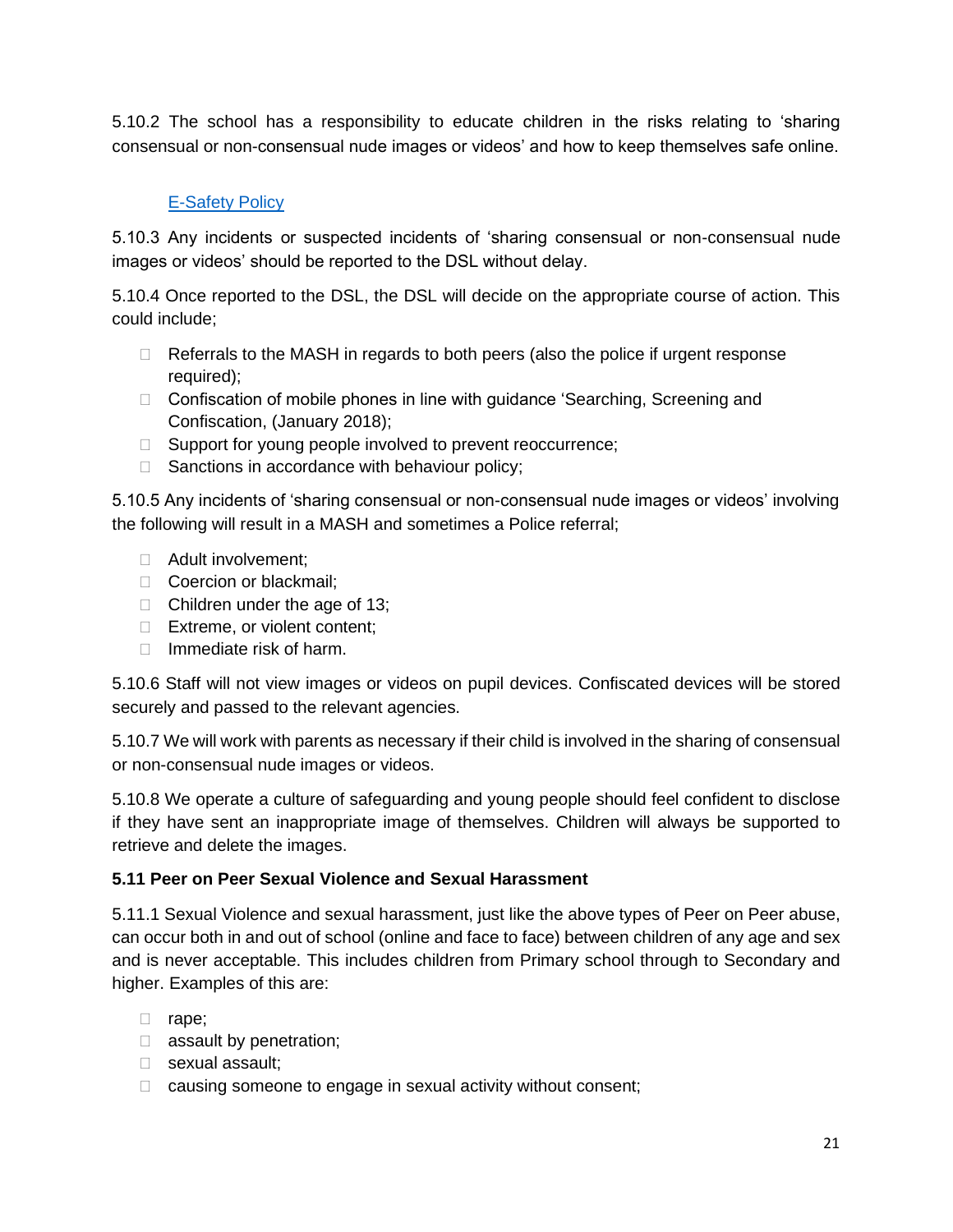5.10.2 The school has a responsibility to educate children in the risks relating to 'sharing consensual or non-consensual nude images or videos' and how to keep themselves safe online.

[E-Safety Policy]

5.10.3 Any incidents or suspected incidents of 'sharing consensual or non-consensual nude images or videos' should be reported to the DSL without delay.

5.10.4 Once reported to the DSL, the DSL will decide on the appropriate course of action. This could include;

- Referrals to the MASH in regards to both peers (also the police if urgent response required);
- Confiscation of mobile phones in line with guidance 'Searching, Screening and Confiscation, (January 2018);
- Support for young people involved to prevent reoccurrence;
- Sanctions in accordance with behaviour policy;

5.10.5 Any incidents of 'sharing consensual or non-consensual nude images or videos' involving the following will result in a MASH and sometimes a Police referral;

- Adult involvement;
- Coercion or blackmail;
- Children under the age of 13;
- Extreme, or violent content;
- Immediate risk of harm.

5.10.6 Staff will not view images or videos on pupil devices. Confiscated devices will be stored securely and passed to the relevant agencies.

5.10.7 We will work with parents as necessary if their child is involved in the sharing of consensual or non-consensual nude images or videos.

5.10.8 We operate a culture of safeguarding and young people should feel confident to disclose if they have sent an inappropriate image of themselves. Children will always be supported to retrieve and delete the images.

**5.11 Peer on Peer Sexual Violence and Sexual Harassment**

5.11.1 Sexual Violence and sexual harassment, just like the above types of Peer on Peer abuse, can occur both in and out of school (online and face to face) between children of any age and sex and is never acceptable. This includes children from Primary school through to Secondary and higher. Examples of this are:

- rape;
- assault by penetration;
- sexual assault;
- causing someone to engage in sexual activity without consent;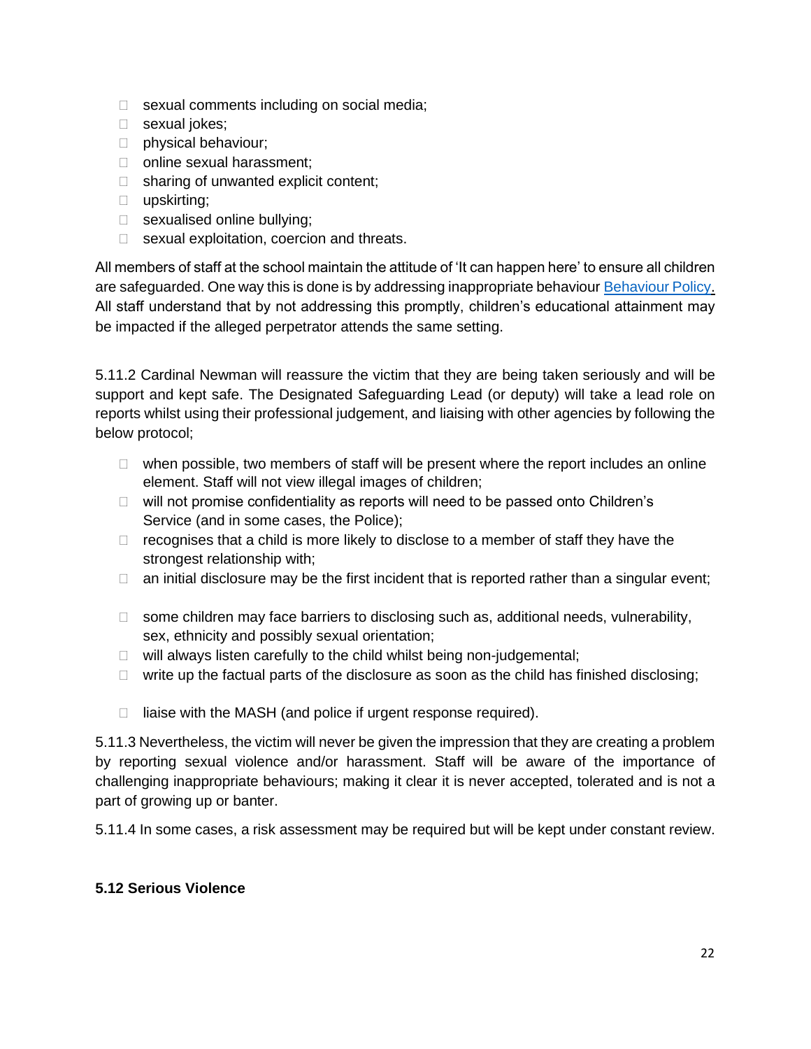- sexual comments including on social media;
- sexual jokes;
- physical behaviour;
- online sexual harassment;
- sharing of unwanted explicit content;
- upskirting;
- sexualised online bullying;
- sexual exploitation, coercion and threats.

All members of staff at the school maintain the attitude of 'It can happen here' to ensure all children are safeguarded. One way this is done is by addressing inappropriate behaviour Behaviour Policy. All staff understand that by not addressing this promptly, children's educational attainment may be impacted if the alleged perpetrator attends the same setting.

5.11.2 Cardinal Newman will reassure the victim that they are being taken seriously and will be support and kept safe. The Designated Safeguarding Lead (or deputy) will take a lead role on reports whilst using their professional judgement, and liaising with other agencies by following the below protocol;

- when possible, two members of staff will be present where the report includes an online element. Staff will not view illegal images of children;
- will not promise confidentiality as reports will need to be passed onto Children's Service (and in some cases, the Police);
- recognises that a child is more likely to disclose to a member of staff they have the strongest relationship with;
- an initial disclosure may be the first incident that is reported rather than a singular event;
- some children may face barriers to disclosing such as, additional needs, vulnerability, sex, ethnicity and possibly sexual orientation;
- will always listen carefully to the child whilst being non-judgemental;
- write up the factual parts of the disclosure as soon as the child has finished disclosing;
- liaise with the MASH (and police if urgent response required).

5.11.3 Nevertheless, the victim will never be given the impression that they are creating a problem by reporting sexual violence and/or harassment. Staff will be aware of the importance of challenging inappropriate behaviours; making it clear it is never accepted, tolerated and is not a part of growing up or banter.

5.11.4 In some cases, a risk assessment may be required but will be kept under constant review.

**5.12 Serious Violence**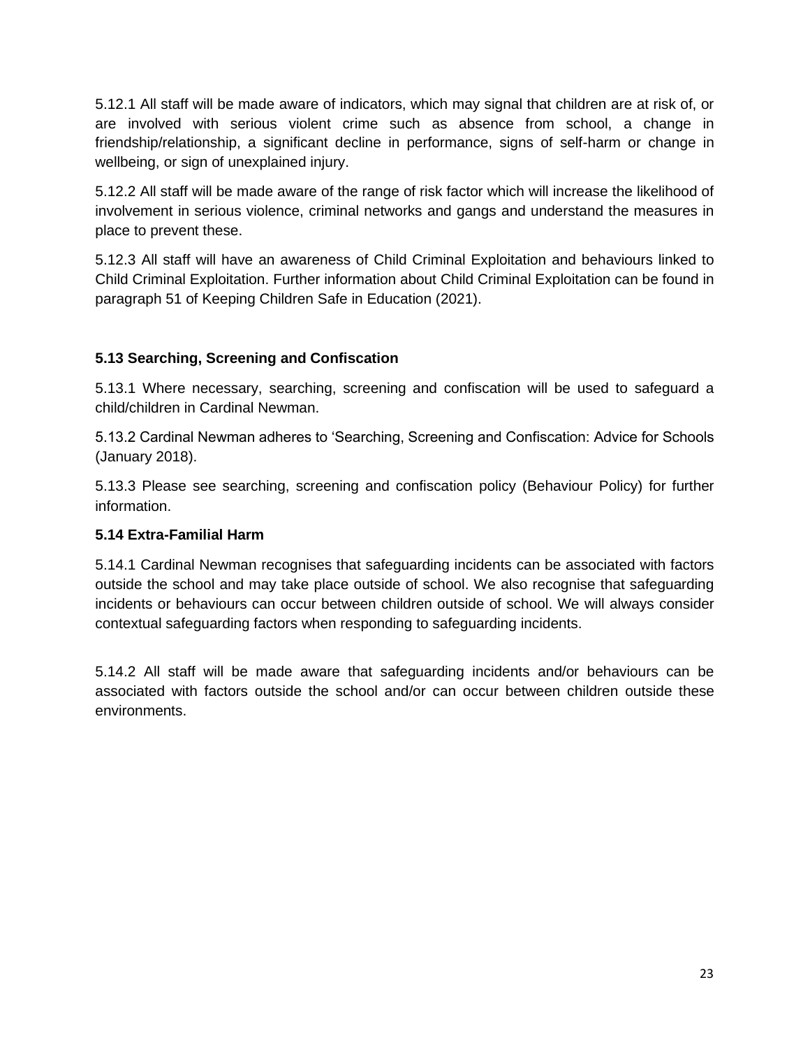5.12.1 All staff will be made aware of indicators, which may signal that children are at risk of, or are involved with serious violent crime such as absence from school, a change in friendship/relationship, a significant decline in performance, signs of self-harm or change in wellbeing, or sign of unexplained injury.

5.12.2 All staff will be made aware of the range of risk factor which will increase the likelihood of involvement in serious violence, criminal networks and gangs and understand the measures in place to prevent these.

5.12.3 All staff will have an awareness of Child Criminal Exploitation and behaviours linked to Child Criminal Exploitation. Further information about Child Criminal Exploitation can be found in paragraph 51 of Keeping Children Safe in Education (2021).

### 5.13 Searching, Screening and Confiscation

5.13.1 Where necessary, searching, screening and confiscation will be used to safeguard a child/children in Cardinal Newman.

5.13.2 Cardinal Newman adheres to 'Searching, Screening and Confiscation: Advice for Schools (January 2018).

5.13.3 Please see searching, screening and confiscation policy (Behaviour Policy) for further information.

### 5.14 Extra-Familial Harm

5.14.1 Cardinal Newman recognises that safeguarding incidents can be associated with factors outside the school and may take place outside of school. We also recognise that safeguarding incidents or behaviours can occur between children outside of school. We will always consider contextual safeguarding factors when responding to safeguarding incidents.

5.14.2 All staff will be made aware that safeguarding incidents and/or behaviours can be associated with factors outside the school and/or can occur between children outside these environments.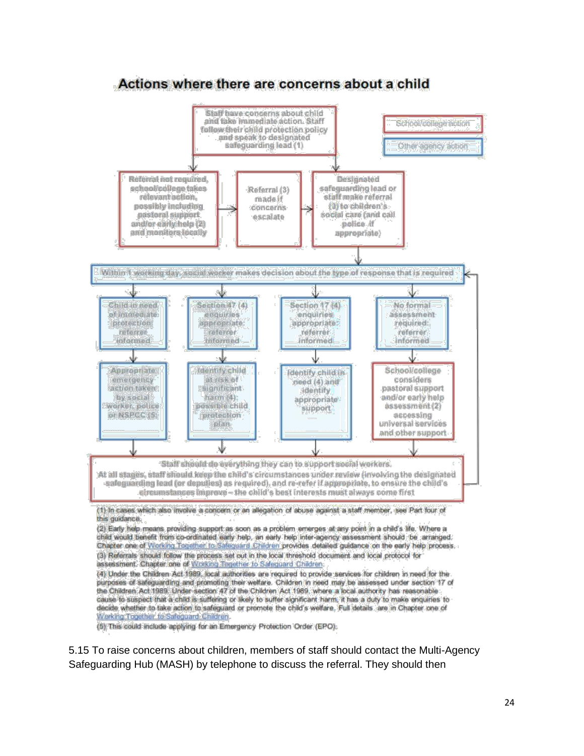## Actions where there are concerns about a child

School/college action

Other agency action

Staff have concerns about child and take immediate action. Staff follow their child protection policy and speak to designated safeguarding lead (1)

Referral not required, school/college takes relevant action, possibly including pastoral support and/or early help (2) and monitors locally

Referral (3) made if concerns escalate

Designated safeguarding lead or staff make referral (3) to children's social care (and call police if appropriate)

Within 1 working day, social worker makes decision about the type of response that is required

Child in need of immediate protection: referrer informed

Section 47 (4) enquiries appropriate: referrer informed

Section 17 (4) enquiries appropriate: referrer informed

No formal assessment required: referrer informed

Appropriate emergency action taken by social worker, police or NSPCC (5)

Identify child at risk of significant harm (4): possible child protection plan

Identify child in need (4) and identify appropriate support

School/college considers pastoral support and/or early help assessment (2) accessing universal services and other support

Staff should do everything they can to support social workers.

At all stages, staff should keep the child's circumstances under review (involving the designated safeguarding lead (or deputies) as required), and re-refer if appropriate, to ensure the child's circumstances improve – the child's best interests must always come first

(1) In cases which also involve a concern or an allegation of abuse against a staff member, see Part four of this guidance.

(2) Early help means providing support as soon as a problem emerges at any point in a child's life. Where a child would benefit from co-ordinated early help, an early help inter-agency assessment should be arranged. Chapter one of Working Together to Safeguard Children provides detailed guidance on the early help process.

(3) Referrals should follow the process set out in the local threshold document and local protocol for assessment. Chapter one of Working Together to Safeguard Children.

(4) Under the Children Act 1989, local authorities are required to provide services for children in need for the purposes of safeguarding and promoting their welfare. Children in need may be assessed under section 17 of the Children Act 1989. Under section 47 of the Children Act 1989, where a local authority has reasonable cause to suspect that a child is suffering or likely to suffer significant harm, it has a duty to make enquiries to decide whether to take action to safeguard or promote the child's welfare. Full details are in Chapter one of Working Together to Safeguard Children.

(5) This could include applying for an Emergency Protection Order (EPO).

5.15 To raise concerns about children, members of staff should contact the Multi-Agency Safeguarding Hub (MASH) by telephone to discuss the referral. They should then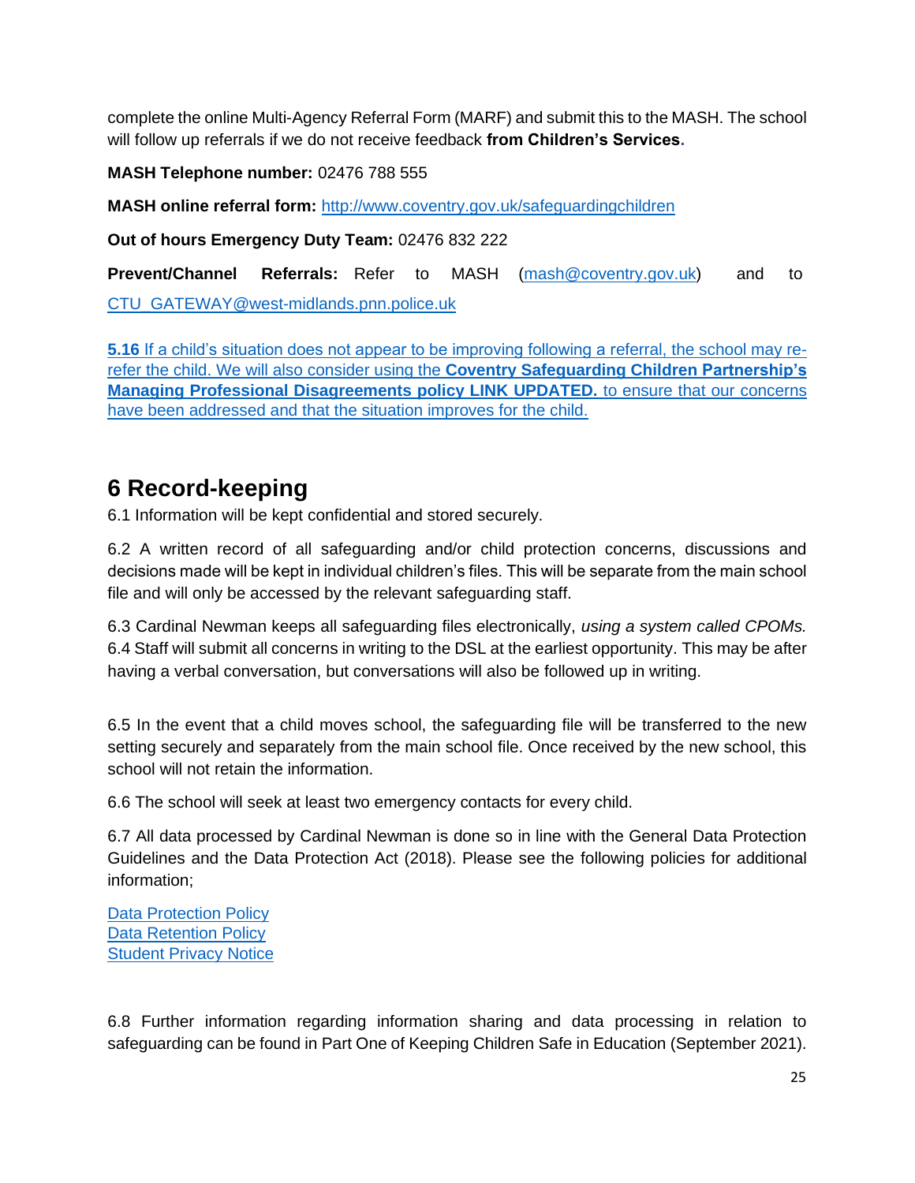complete the online Multi-Agency Referral Form (MARF) and submit this to the MASH. The school will follow up referrals if we do not receive feedback **from Children's Services.**

**MASH Telephone number:** 02476 788 555

**MASH online referral form:** http://www.coventry.gov.uk/safeguardingchildren

**Out of hours Emergency Duty Team:** 02476 832 222

**Prevent/Channel Referrals:** Refer to MASH (mash@coventry.gov.uk) and to CTU_GATEWAY@west-midlands.pnn.police.uk

**5.16** If a child's situation does not appear to be improving following a referral, the school may re-refer the child. We will also consider using the **Coventry Safeguarding Children Partnership's Managing Professional Disagreements policy LINK UPDATED.** to ensure that our concerns have been addressed and that the situation improves for the child.

## 6 Record-keeping

6.1 Information will be kept confidential and stored securely.

6.2 A written record of all safeguarding and/or child protection concerns, discussions and decisions made will be kept in individual children's files. This will be separate from the main school file and will only be accessed by the relevant safeguarding staff.

6.3 Cardinal Newman keeps all safeguarding files electronically, *using a system called CPOMs.*
6.4 Staff will submit all concerns in writing to the DSL at the earliest opportunity. This may be after having a verbal conversation, but conversations will also be followed up in writing.

6.5 In the event that a child moves school, the safeguarding file will be transferred to the new setting securely and separately from the main school file. Once received by the new school, this school will not retain the information.

6.6 The school will seek at least two emergency contacts for every child.

6.7 All data processed by Cardinal Newman is done so in line with the General Data Protection Guidelines and the Data Protection Act (2018). Please see the following policies for additional information;

Data Protection Policy
Data Retention Policy
Student Privacy Notice

6.8 Further information regarding information sharing and data processing in relation to safeguarding can be found in Part One of Keeping Children Safe in Education (September 2021).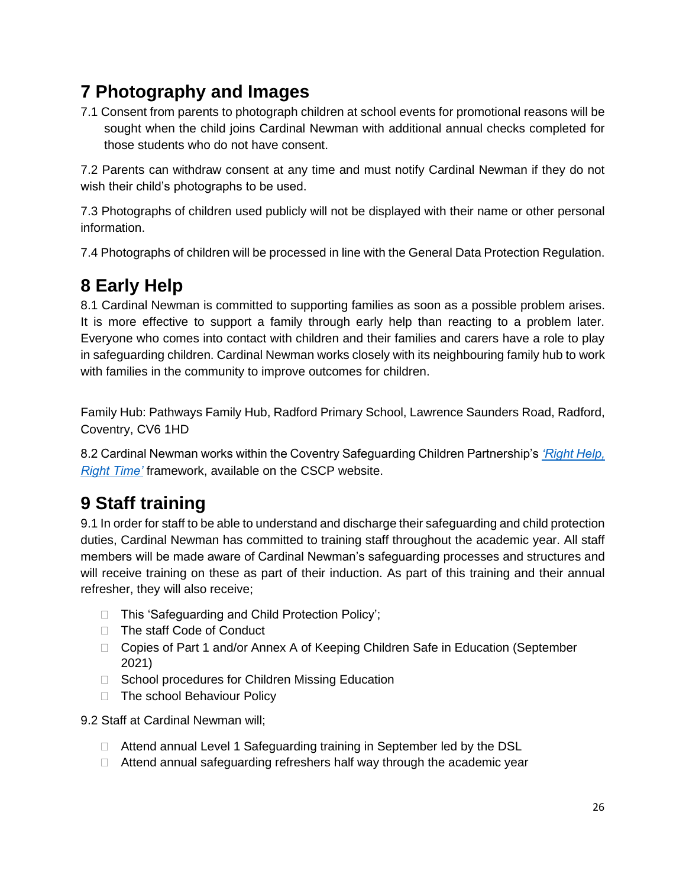# 7 Photography and Images

7.1 Consent from parents to photograph children at school events for promotional reasons will be sought when the child joins Cardinal Newman with additional annual checks completed for those students who do not have consent.

7.2 Parents can withdraw consent at any time and must notify Cardinal Newman if they do not wish their child's photographs to be used.

7.3 Photographs of children used publicly will not be displayed with their name or other personal information.

7.4 Photographs of children will be processed in line with the General Data Protection Regulation.

# 8 Early Help

8.1 Cardinal Newman is committed to supporting families as soon as a possible problem arises. It is more effective to support a family through early help than reacting to a problem later. Everyone who comes into contact with children and their families and carers have a role to play in safeguarding children. Cardinal Newman works closely with its neighbouring family hub to work with families in the community to improve outcomes for children.

Family Hub: Pathways Family Hub, Radford Primary School, Lawrence Saunders Road, Radford, Coventry, CV6 1HD

8.2 Cardinal Newman works within the Coventry Safeguarding Children Partnership's *'Right Help, Right Time'* framework, available on the CSCP website.

# 9 Staff training

9.1 In order for staff to be able to understand and discharge their safeguarding and child protection duties, Cardinal Newman has committed to training staff throughout the academic year. All staff members will be made aware of Cardinal Newman's safeguarding processes and structures and will receive training on these as part of their induction. As part of this training and their annual refresher, they will also receive;

- This 'Safeguarding and Child Protection Policy';
- The staff Code of Conduct
- Copies of Part 1 and/or Annex A of Keeping Children Safe in Education (September 2021)
- School procedures for Children Missing Education
- The school Behaviour Policy

9.2 Staff at Cardinal Newman will;

- Attend annual Level 1 Safeguarding training in September led by the DSL
- Attend annual safeguarding refreshers half way through the academic year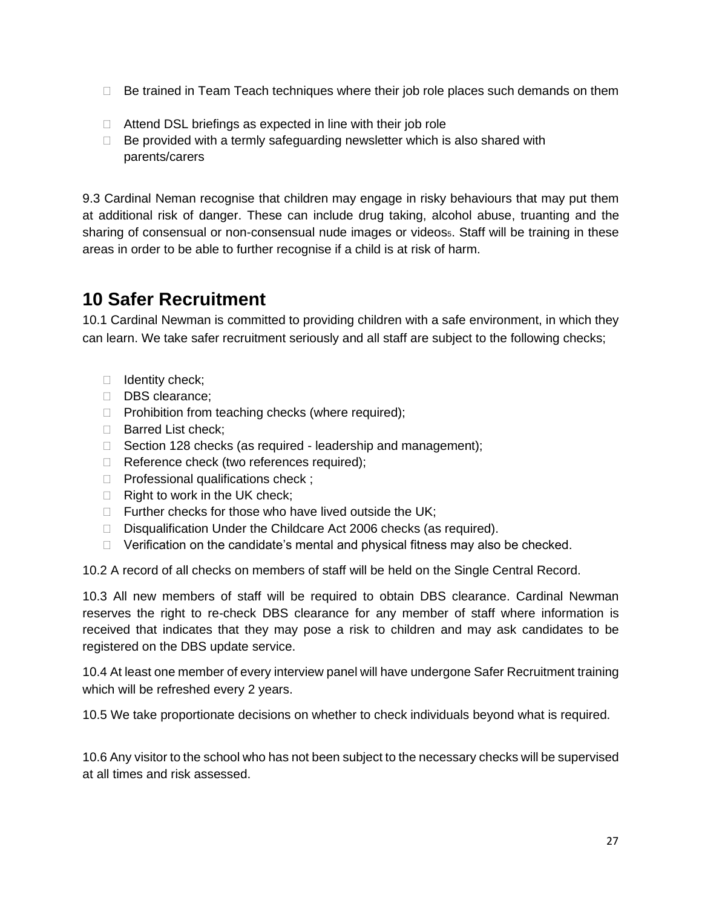- Be trained in Team Teach techniques where their job role places such demands on them
- Attend DSL briefings as expected in line with their job role
- Be provided with a termly safeguarding newsletter which is also shared with parents/carers

9.3 Cardinal Neman recognise that children may engage in risky behaviours that may put them at additional risk of danger. These can include drug taking, alcohol abuse, truanting and the sharing of consensual or non-consensual nude images or videos[5]. Staff will be training in these areas in order to be able to further recognise if a child is at risk of harm.

## 10 Safer Recruitment

10.1 Cardinal Newman is committed to providing children with a safe environment, in which they can learn. We take safer recruitment seriously and all staff are subject to the following checks;

- Identity check;
- DBS clearance;
- Prohibition from teaching checks (where required);
- Barred List check;
- Section 128 checks (as required - leadership and management);
- Reference check (two references required);
- Professional qualifications check ;
- Right to work in the UK check;
- Further checks for those who have lived outside the UK;
- Disqualification Under the Childcare Act 2006 checks (as required).
- Verification on the candidate's mental and physical fitness may also be checked.

10.2 A record of all checks on members of staff will be held on the Single Central Record.

10.3 All new members of staff will be required to obtain DBS clearance. Cardinal Newman reserves the right to re-check DBS clearance for any member of staff where information is received that indicates that they may pose a risk to children and may ask candidates to be registered on the DBS update service.

10.4 At least one member of every interview panel will have undergone Safer Recruitment training which will be refreshed every 2 years.

10.5 We take proportionate decisions on whether to check individuals beyond what is required.

10.6 Any visitor to the school who has not been subject to the necessary checks will be supervised at all times and risk assessed.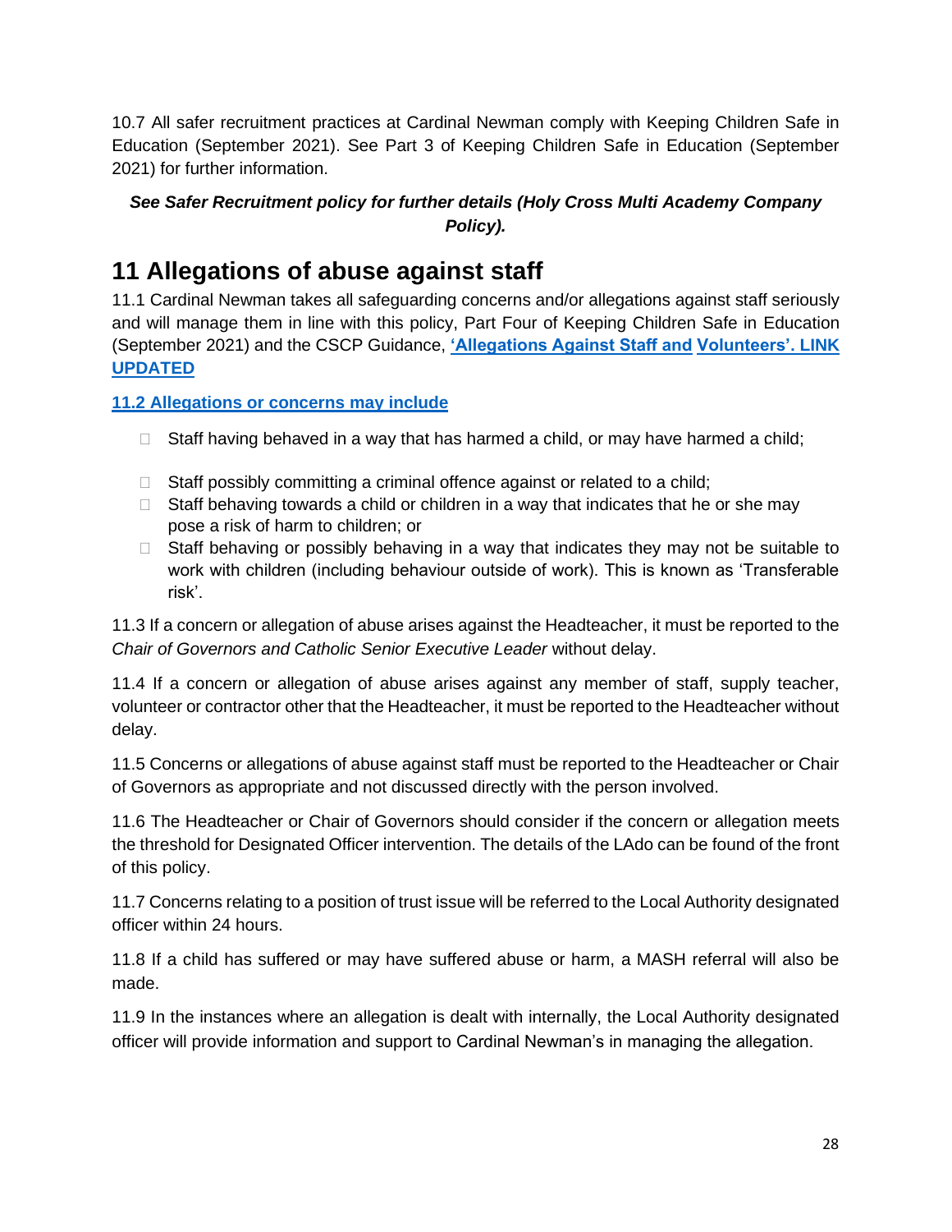10.7 All safer recruitment practices at Cardinal Newman comply with Keeping Children Safe in Education (September 2021). See Part 3 of Keeping Children Safe in Education (September 2021) for further information.

***See Safer Recruitment policy for further details (Holy Cross Multi Academy Company Policy).***

# 11 Allegations of abuse against staff

11.1 Cardinal Newman takes all safeguarding concerns and/or allegations against staff seriously and will manage them in line with this policy, Part Four of Keeping Children Safe in Education (September 2021) and the CSCP Guidance, **'Allegations Against Staff and Volunteers'. LINK UPDATED**

**11.2 Allegations or concerns may include**

- Staff having behaved in a way that has harmed a child, or may have harmed a child;
- Staff possibly committing a criminal offence against or related to a child;
- Staff behaving towards a child or children in a way that indicates that he or she may pose a risk of harm to children; or
- Staff behaving or possibly behaving in a way that indicates they may not be suitable to work with children (including behaviour outside of work). This is known as 'Transferable risk'.

11.3 If a concern or allegation of abuse arises against the Headteacher, it must be reported to the *Chair of Governors and Catholic Senior Executive Leader* without delay.

11.4 If a concern or allegation of abuse arises against any member of staff, supply teacher, volunteer or contractor other that the Headteacher, it must be reported to the Headteacher without delay.

11.5 Concerns or allegations of abuse against staff must be reported to the Headteacher or Chair of Governors as appropriate and not discussed directly with the person involved.

11.6 The Headteacher or Chair of Governors should consider if the concern or allegation meets the threshold for Designated Officer intervention. The details of the LAdo can be found of the front of this policy.

11.7 Concerns relating to a position of trust issue will be referred to the Local Authority designated officer within 24 hours.

11.8 If a child has suffered or may have suffered abuse or harm, a MASH referral will also be made.

11.9 In the instances where an allegation is dealt with internally, the Local Authority designated officer will provide information and support to Cardinal Newman's in managing the allegation.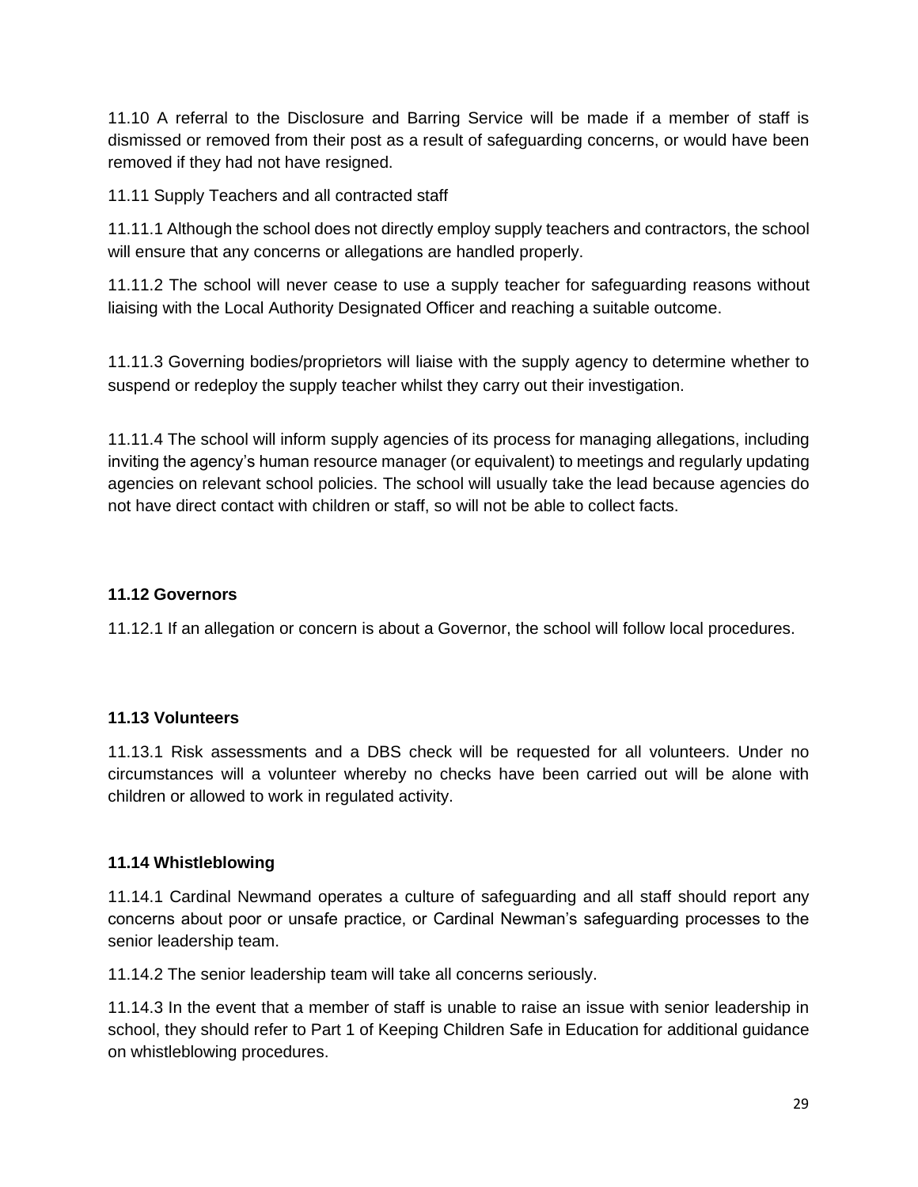11.10 A referral to the Disclosure and Barring Service will be made if a member of staff is dismissed or removed from their post as a result of safeguarding concerns, or would have been removed if they had not have resigned.

11.11 Supply Teachers and all contracted staff

11.11.1 Although the school does not directly employ supply teachers and contractors, the school will ensure that any concerns or allegations are handled properly.

11.11.2 The school will never cease to use a supply teacher for safeguarding reasons without liaising with the Local Authority Designated Officer and reaching a suitable outcome.

11.11.3 Governing bodies/proprietors will liaise with the supply agency to determine whether to suspend or redeploy the supply teacher whilst they carry out their investigation.

11.11.4 The school will inform supply agencies of its process for managing allegations, including inviting the agency's human resource manager (or equivalent) to meetings and regularly updating agencies on relevant school policies. The school will usually take the lead because agencies do not have direct contact with children or staff, so will not be able to collect facts.

**11.12 Governors**

11.12.1 If an allegation or concern is about a Governor, the school will follow local procedures.

**11.13 Volunteers**

11.13.1 Risk assessments and a DBS check will be requested for all volunteers. Under no circumstances will a volunteer whereby no checks have been carried out will be alone with children or allowed to work in regulated activity.

**11.14 Whistleblowing**

11.14.1 Cardinal Newmand operates a culture of safeguarding and all staff should report any concerns about poor or unsafe practice, or Cardinal Newman's safeguarding processes to the senior leadership team.

11.14.2 The senior leadership team will take all concerns seriously.

11.14.3 In the event that a member of staff is unable to raise an issue with senior leadership in school, they should refer to Part 1 of Keeping Children Safe in Education for additional guidance on whistleblowing procedures.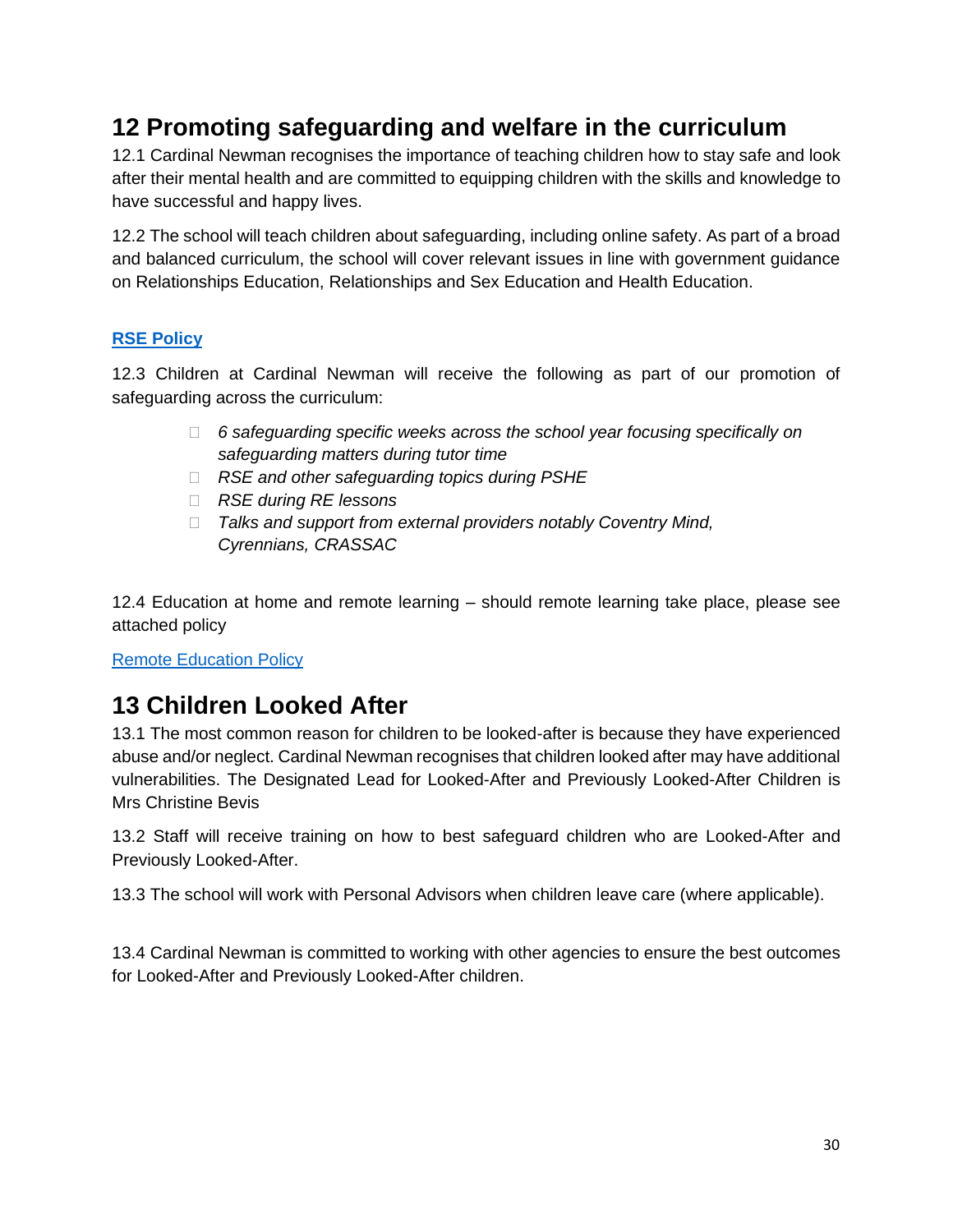## 12 Promoting safeguarding and welfare in the curriculum

12.1 Cardinal Newman recognises the importance of teaching children how to stay safe and look after their mental health and are committed to equipping children with the skills and knowledge to have successful and happy lives.

12.2 The school will teach children about safeguarding, including online safety. As part of a broad and balanced curriculum, the school will cover relevant issues in line with government guidance on Relationships Education, Relationships and Sex Education and Health Education.

**RSE Policy**

12.3 Children at Cardinal Newman will receive the following as part of our promotion of safeguarding across the curriculum:

- *6 safeguarding specific weeks across the school year focusing specifically on safeguarding matters during tutor time*
- *RSE and other safeguarding topics during PSHE*
- *RSE during RE lessons*
- *Talks and support from external providers notably Coventry Mind, Cyrennians, CRASSAC*

12.4 Education at home and remote learning – should remote learning take place, please see attached policy

Remote Education Policy

## 13 Children Looked After

13.1 The most common reason for children to be looked-after is because they have experienced abuse and/or neglect. Cardinal Newman recognises that children looked after may have additional vulnerabilities. The Designated Lead for Looked-After and Previously Looked-After Children is Mrs Christine Bevis

13.2 Staff will receive training on how to best safeguard children who are Looked-After and Previously Looked-After.

13.3 The school will work with Personal Advisors when children leave care (where applicable).

13.4 Cardinal Newman is committed to working with other agencies to ensure the best outcomes for Looked-After and Previously Looked-After children.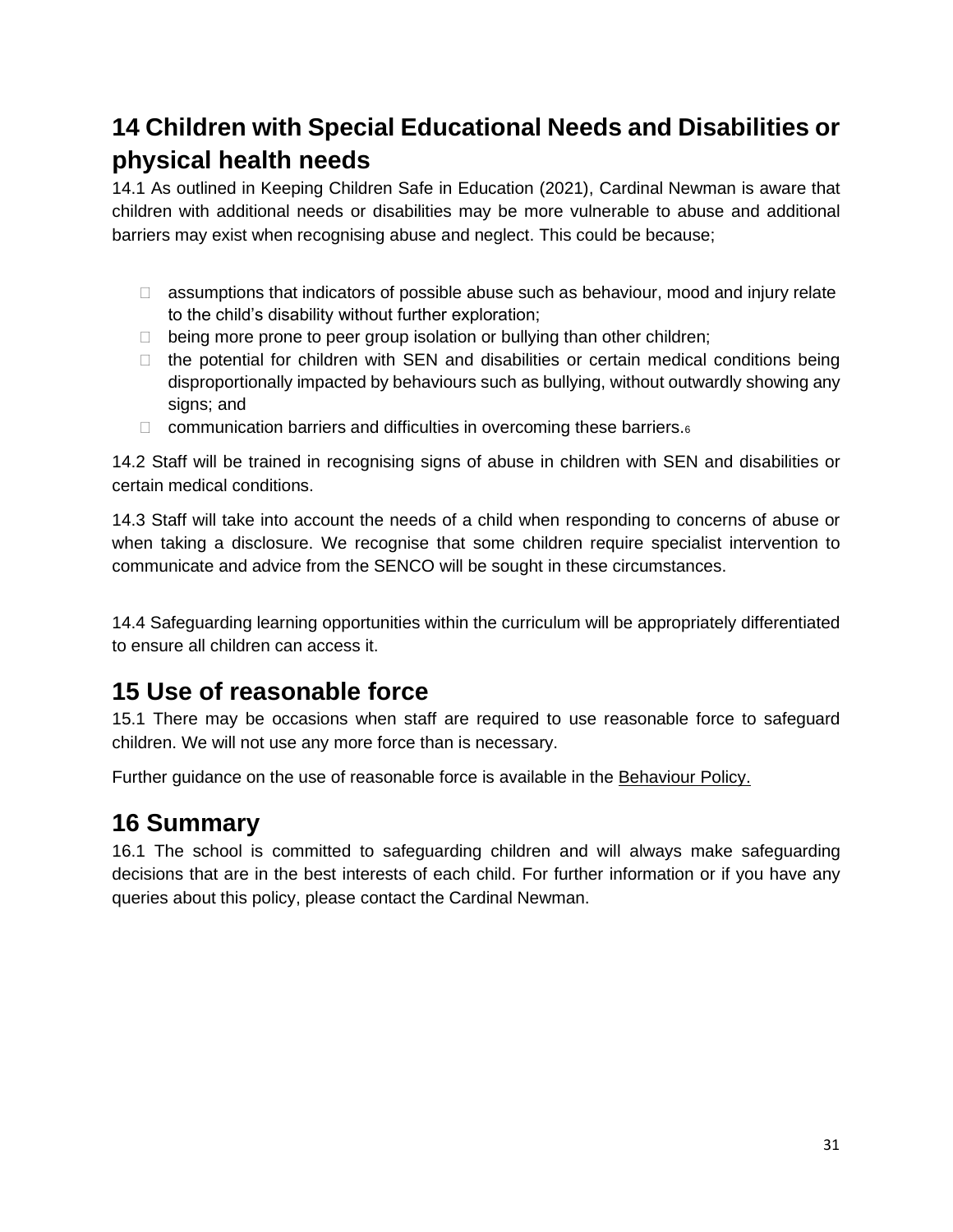# 14 Children with Special Educational Needs and Disabilities or physical health needs

14.1 As outlined in Keeping Children Safe in Education (2021), Cardinal Newman is aware that children with additional needs or disabilities may be more vulnerable to abuse and additional barriers may exist when recognising abuse and neglect. This could be because;

- assumptions that indicators of possible abuse such as behaviour, mood and injury relate to the child's disability without further exploration;
- being more prone to peer group isolation or bullying than other children;
- the potential for children with SEN and disabilities or certain medical conditions being disproportionally impacted by behaviours such as bullying, without outwardly showing any signs; and
- communication barriers and difficulties in overcoming these barriers.[6]

14.2 Staff will be trained in recognising signs of abuse in children with SEN and disabilities or certain medical conditions.

14.3 Staff will take into account the needs of a child when responding to concerns of abuse or when taking a disclosure. We recognise that some children require specialist intervention to communicate and advice from the SENCO will be sought in these circumstances.

14.4 Safeguarding learning opportunities within the curriculum will be appropriately differentiated to ensure all children can access it.

# 15 Use of reasonable force

15.1 There may be occasions when staff are required to use reasonable force to safeguard children. We will not use any more force than is necessary.

Further guidance on the use of reasonable force is available in the Behaviour Policy.

# 16 Summary

16.1 The school is committed to safeguarding children and will always make safeguarding decisions that are in the best interests of each child. For further information or if you have any queries about this policy, please contact the Cardinal Newman.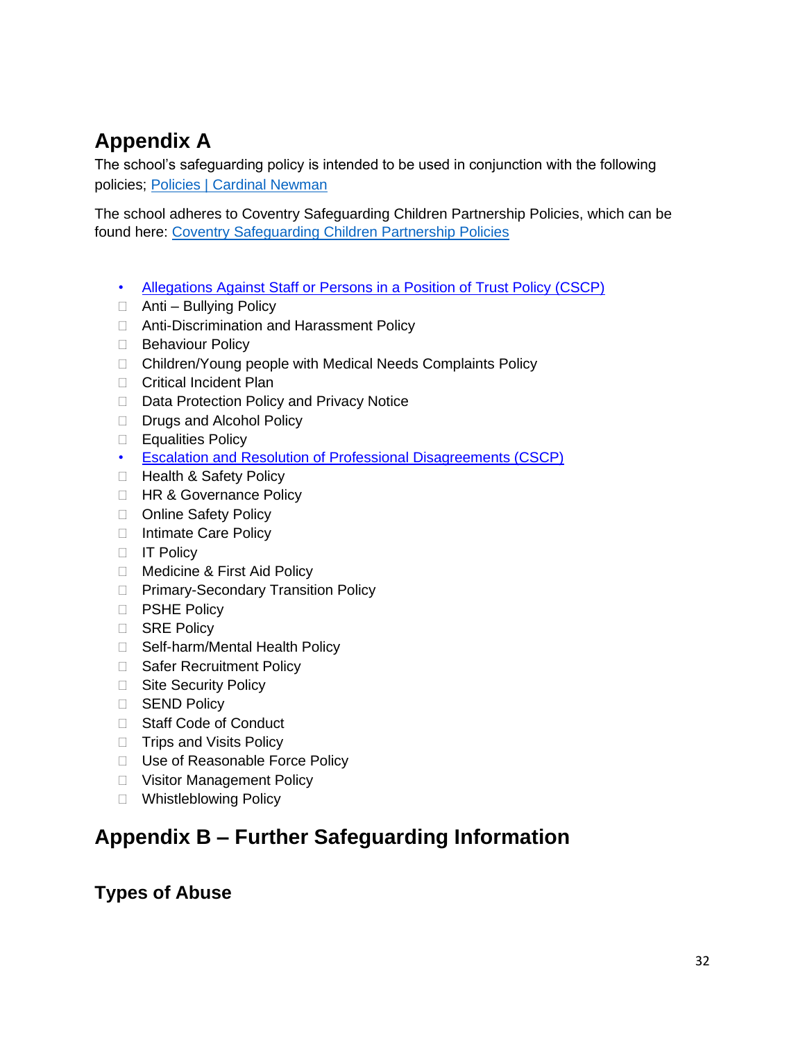## Appendix A

The school's safeguarding policy is intended to be used in conjunction with the following policies; [Policies | Cardinal Newman]

The school adheres to Coventry Safeguarding Children Partnership Policies, which can be found here: [Coventry Safeguarding Children Partnership Policies]

- [Allegations Against Staff or Persons in a Position of Trust Policy (CSCP)]
- Anti – Bullying Policy
- Anti-Discrimination and Harassment Policy
- Behaviour Policy
- Children/Young people with Medical Needs Complaints Policy
- Critical Incident Plan
- Data Protection Policy and Privacy Notice
- Drugs and Alcohol Policy
- Equalities Policy
- [Escalation and Resolution of Professional Disagreements (CSCP)]
- Health & Safety Policy
- HR & Governance Policy
- Online Safety Policy
- Intimate Care Policy
- IT Policy
- Medicine & First Aid Policy
- Primary-Secondary Transition Policy
- PSHE Policy
- SRE Policy
- Self-harm/Mental Health Policy
- Safer Recruitment Policy
- Site Security Policy
- SEND Policy
- Staff Code of Conduct
- Trips and Visits Policy
- Use of Reasonable Force Policy
- Visitor Management Policy
- Whistleblowing Policy

## Appendix B – Further Safeguarding Information

### Types of Abuse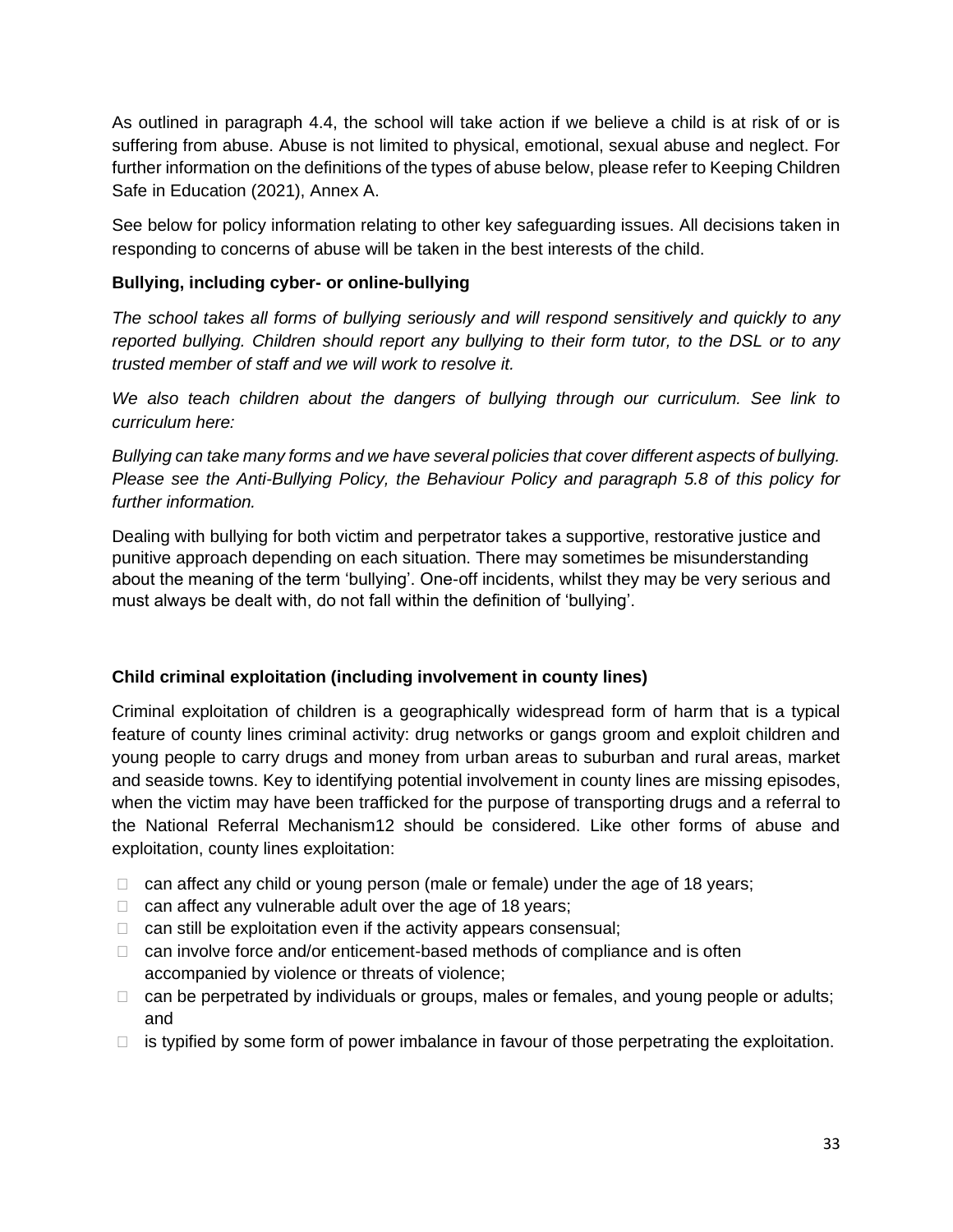As outlined in paragraph 4.4, the school will take action if we believe a child is at risk of or is suffering from abuse. Abuse is not limited to physical, emotional, sexual abuse and neglect. For further information on the definitions of the types of abuse below, please refer to Keeping Children Safe in Education (2021), Annex A.

See below for policy information relating to other key safeguarding issues. All decisions taken in responding to concerns of abuse will be taken in the best interests of the child.

**Bullying, including cyber- or online-bullying**

*The school takes all forms of bullying seriously and will respond sensitively and quickly to any reported bullying. Children should report any bullying to their form tutor, to the DSL or to any trusted member of staff and we will work to resolve it.*

*We also teach children about the dangers of bullying through our curriculum. See link to curriculum here:*

*Bullying can take many forms and we have several policies that cover different aspects of bullying. Please see the Anti-Bullying Policy, the Behaviour Policy and paragraph 5.8 of this policy for further information.*

Dealing with bullying for both victim and perpetrator takes a supportive, restorative justice and punitive approach depending on each situation. There may sometimes be misunderstanding about the meaning of the term 'bullying'. One-off incidents, whilst they may be very serious and must always be dealt with, do not fall within the definition of 'bullying'.

**Child criminal exploitation (including involvement in county lines)**

Criminal exploitation of children is a geographically widespread form of harm that is a typical feature of county lines criminal activity: drug networks or gangs groom and exploit children and young people to carry drugs and money from urban areas to suburban and rural areas, market and seaside towns. Key to identifying potential involvement in county lines are missing episodes, when the victim may have been trafficked for the purpose of transporting drugs and a referral to the National Referral Mechanism12 should be considered. Like other forms of abuse and exploitation, county lines exploitation:

- can affect any child or young person (male or female) under the age of 18 years;
- can affect any vulnerable adult over the age of 18 years;
- can still be exploitation even if the activity appears consensual;
- can involve force and/or enticement-based methods of compliance and is often accompanied by violence or threats of violence;
- can be perpetrated by individuals or groups, males or females, and young people or adults; and
- is typified by some form of power imbalance in favour of those perpetrating the exploitation.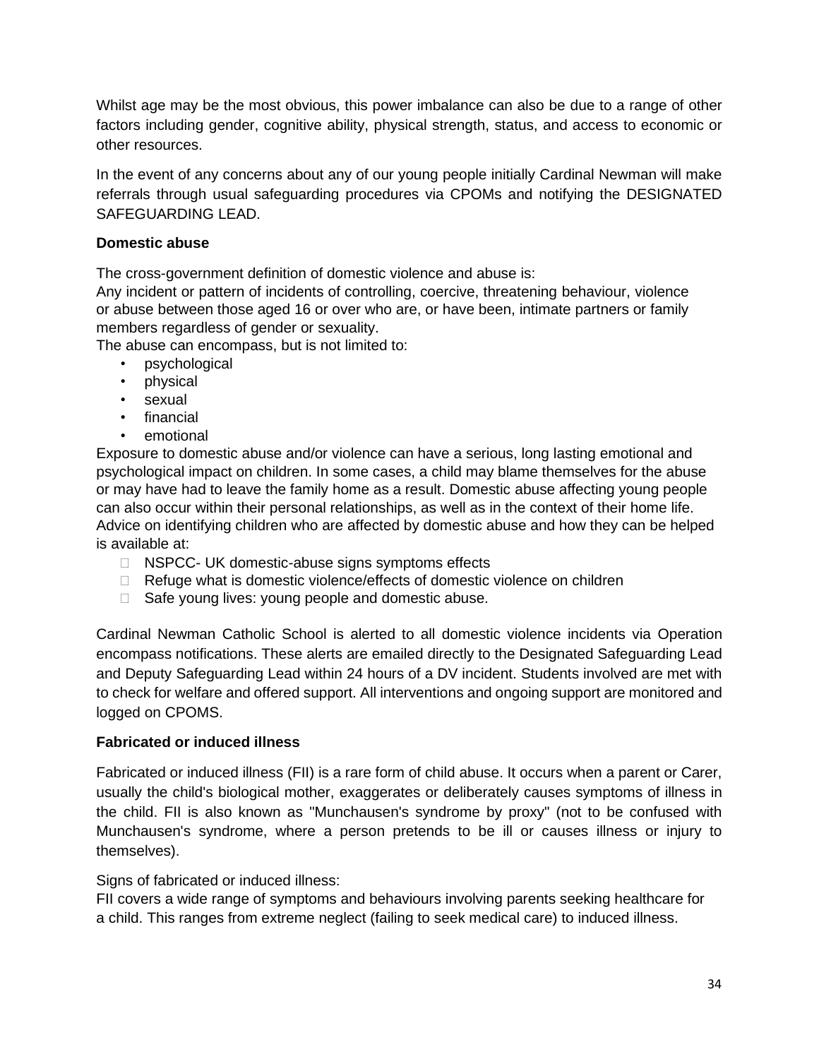Whilst age may be the most obvious, this power imbalance can also be due to a range of other factors including gender, cognitive ability, physical strength, status, and access to economic or other resources.

In the event of any concerns about any of our young people initially Cardinal Newman will make referrals through usual safeguarding procedures via CPOMs and notifying the DESIGNATED SAFEGUARDING LEAD.

**Domestic abuse**

The cross-government definition of domestic violence and abuse is:
Any incident or pattern of incidents of controlling, coercive, threatening behaviour, violence or abuse between those aged 16 or over who are, or have been, intimate partners or family members regardless of gender or sexuality.
The abuse can encompass, but is not limited to:

- psychological
- physical
- sexual
- financial
- emotional

Exposure to domestic abuse and/or violence can have a serious, long lasting emotional and psychological impact on children. In some cases, a child may blame themselves for the abuse or may have had to leave the family home as a result. Domestic abuse affecting young people can also occur within their personal relationships, as well as in the context of their home life.
Advice on identifying children who are affected by domestic abuse and how they can be helped is available at:

- NSPCC- UK domestic-abuse signs symptoms effects
- Refuge what is domestic violence/effects of domestic violence on children
- Safe young lives: young people and domestic abuse.

Cardinal Newman Catholic School is alerted to all domestic violence incidents via Operation encompass notifications. These alerts are emailed directly to the Designated Safeguarding Lead and Deputy Safeguarding Lead within 24 hours of a DV incident. Students involved are met with to check for welfare and offered support. All interventions and ongoing support are monitored and logged on CPOMS.

**Fabricated or induced illness**

Fabricated or induced illness (FII) is a rare form of child abuse. It occurs when a parent or Carer, usually the child's biological mother, exaggerates or deliberately causes symptoms of illness in the child. FII is also known as "Munchausen's syndrome by proxy" (not to be confused with Munchausen's syndrome, where a person pretends to be ill or causes illness or injury to themselves).

Signs of fabricated or induced illness:
FII covers a wide range of symptoms and behaviours involving parents seeking healthcare for a child. This ranges from extreme neglect (failing to seek medical care) to induced illness.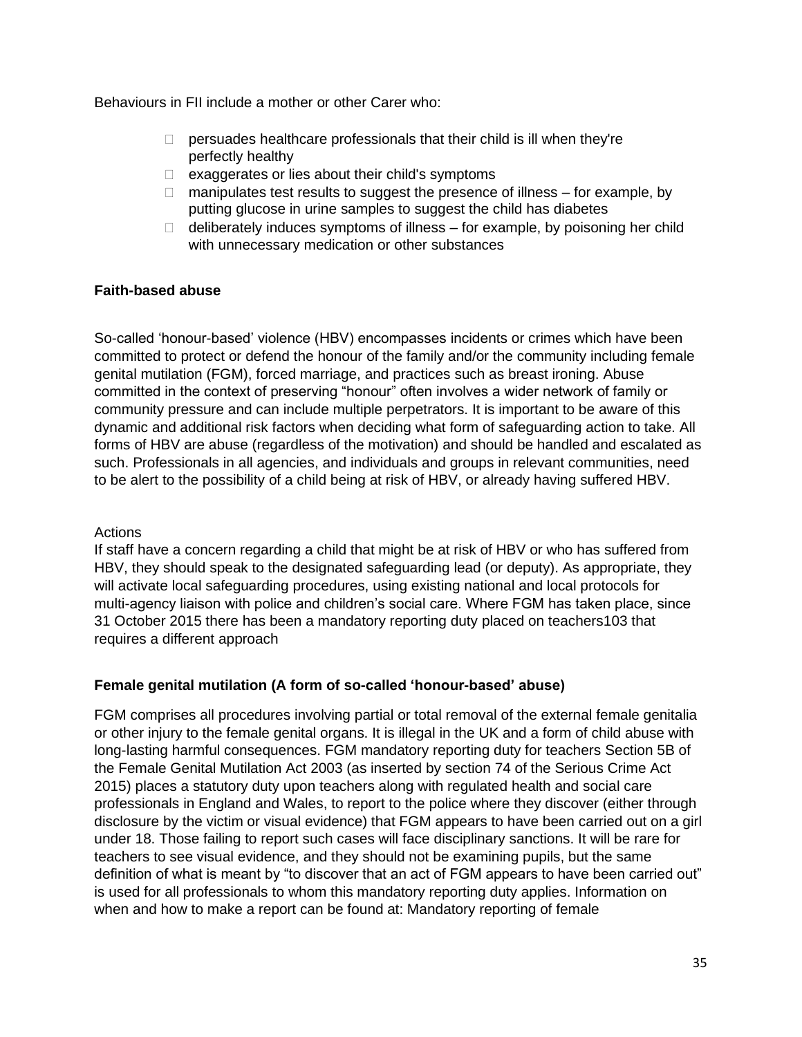Behaviours in FII include a mother or other Carer who:

- persuades healthcare professionals that their child is ill when they're perfectly healthy
- exaggerates or lies about their child's symptoms
- manipulates test results to suggest the presence of illness – for example, by putting glucose in urine samples to suggest the child has diabetes
- deliberately induces symptoms of illness – for example, by poisoning her child with unnecessary medication or other substances

**Faith-based abuse**

So-called 'honour-based' violence (HBV) encompasses incidents or crimes which have been committed to protect or defend the honour of the family and/or the community including female genital mutilation (FGM), forced marriage, and practices such as breast ironing. Abuse committed in the context of preserving "honour" often involves a wider network of family or community pressure and can include multiple perpetrators. It is important to be aware of this dynamic and additional risk factors when deciding what form of safeguarding action to take. All forms of HBV are abuse (regardless of the motivation) and should be handled and escalated as such. Professionals in all agencies, and individuals and groups in relevant communities, need to be alert to the possibility of a child being at risk of HBV, or already having suffered HBV.

Actions

If staff have a concern regarding a child that might be at risk of HBV or who has suffered from HBV, they should speak to the designated safeguarding lead (or deputy). As appropriate, they will activate local safeguarding procedures, using existing national and local protocols for multi-agency liaison with police and children's social care. Where FGM has taken place, since 31 October 2015 there has been a mandatory reporting duty placed on teachers103 that requires a different approach

**Female genital mutilation (A form of so-called 'honour-based' abuse)**

FGM comprises all procedures involving partial or total removal of the external female genitalia or other injury to the female genital organs. It is illegal in the UK and a form of child abuse with long-lasting harmful consequences. FGM mandatory reporting duty for teachers Section 5B of the Female Genital Mutilation Act 2003 (as inserted by section 74 of the Serious Crime Act 2015) places a statutory duty upon teachers along with regulated health and social care professionals in England and Wales, to report to the police where they discover (either through disclosure by the victim or visual evidence) that FGM appears to have been carried out on a girl under 18. Those failing to report such cases will face disciplinary sanctions. It will be rare for teachers to see visual evidence, and they should not be examining pupils, but the same definition of what is meant by "to discover that an act of FGM appears to have been carried out" is used for all professionals to whom this mandatory reporting duty applies. Information on when and how to make a report can be found at: Mandatory reporting of female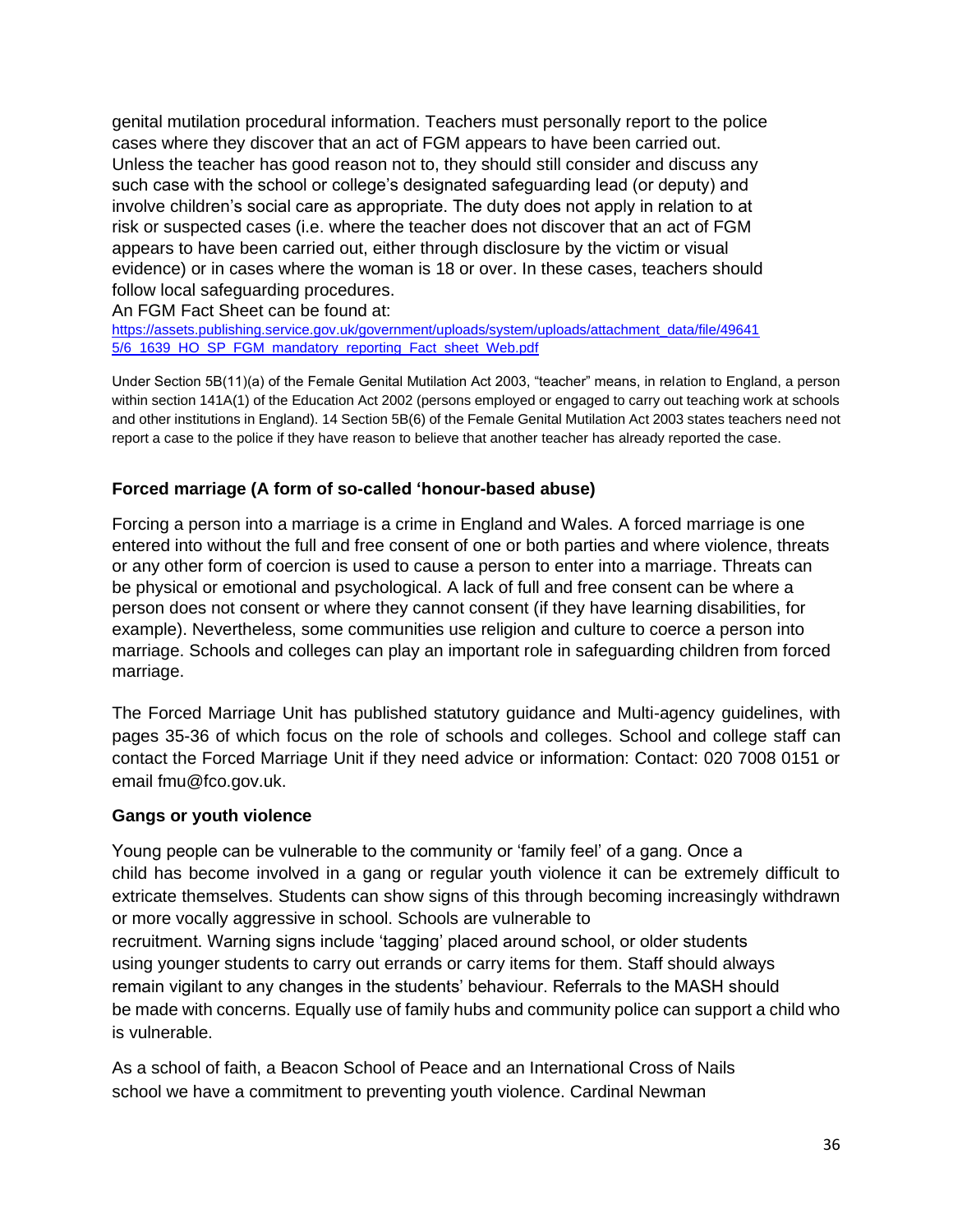genital mutilation procedural information. Teachers must personally report to the police cases where they discover that an act of FGM appears to have been carried out. Unless the teacher has good reason not to, they should still consider and discuss any such case with the school or college's designated safeguarding lead (or deputy) and involve children's social care as appropriate. The duty does not apply in relation to at risk or suspected cases (i.e. where the teacher does not discover that an act of FGM appears to have been carried out, either through disclosure by the victim or visual evidence) or in cases where the woman is 18 or over. In these cases, teachers should follow local safeguarding procedures.
An FGM Fact Sheet can be found at:
https://assets.publishing.service.gov.uk/government/uploads/system/uploads/attachment_data/file/496415/6_1639_HO_SP_FGM_mandatory_reporting_Fact_sheet_Web.pdf

Under Section 5B(11)(a) of the Female Genital Mutilation Act 2003, "teacher" means, in relation to England, a person within section 141A(1) of the Education Act 2002 (persons employed or engaged to carry out teaching work at schools and other institutions in England). 14 Section 5B(6) of the Female Genital Mutilation Act 2003 states teachers need not report a case to the police if they have reason to believe that another teacher has already reported the case.

**Forced marriage (A form of so-called 'honour-based abuse)**

Forcing a person into a marriage is a crime in England and Wales. A forced marriage is one entered into without the full and free consent of one or both parties and where violence, threats or any other form of coercion is used to cause a person to enter into a marriage. Threats can be physical or emotional and psychological. A lack of full and free consent can be where a person does not consent or where they cannot consent (if they have learning disabilities, for example). Nevertheless, some communities use religion and culture to coerce a person into marriage. Schools and colleges can play an important role in safeguarding children from forced marriage.

The Forced Marriage Unit has published statutory guidance and Multi-agency guidelines, with pages 35-36 of which focus on the role of schools and colleges. School and college staff can contact the Forced Marriage Unit if they need advice or information: Contact: 020 7008 0151 or email fmu@fco.gov.uk.

**Gangs or youth violence**

Young people can be vulnerable to the community or 'family feel' of a gang. Once a child has become involved in a gang or regular youth violence it can be extremely difficult to extricate themselves. Students can show signs of this through becoming increasingly withdrawn or more vocally aggressive in school. Schools are vulnerable to recruitment. Warning signs include 'tagging' placed around school, or older students using younger students to carry out errands or carry items for them. Staff should always remain vigilant to any changes in the students' behaviour. Referrals to the MASH should be made with concerns. Equally use of family hubs and community police can support a child who is vulnerable.

As a school of faith, a Beacon School of Peace and an International Cross of Nails school we have a commitment to preventing youth violence. Cardinal Newman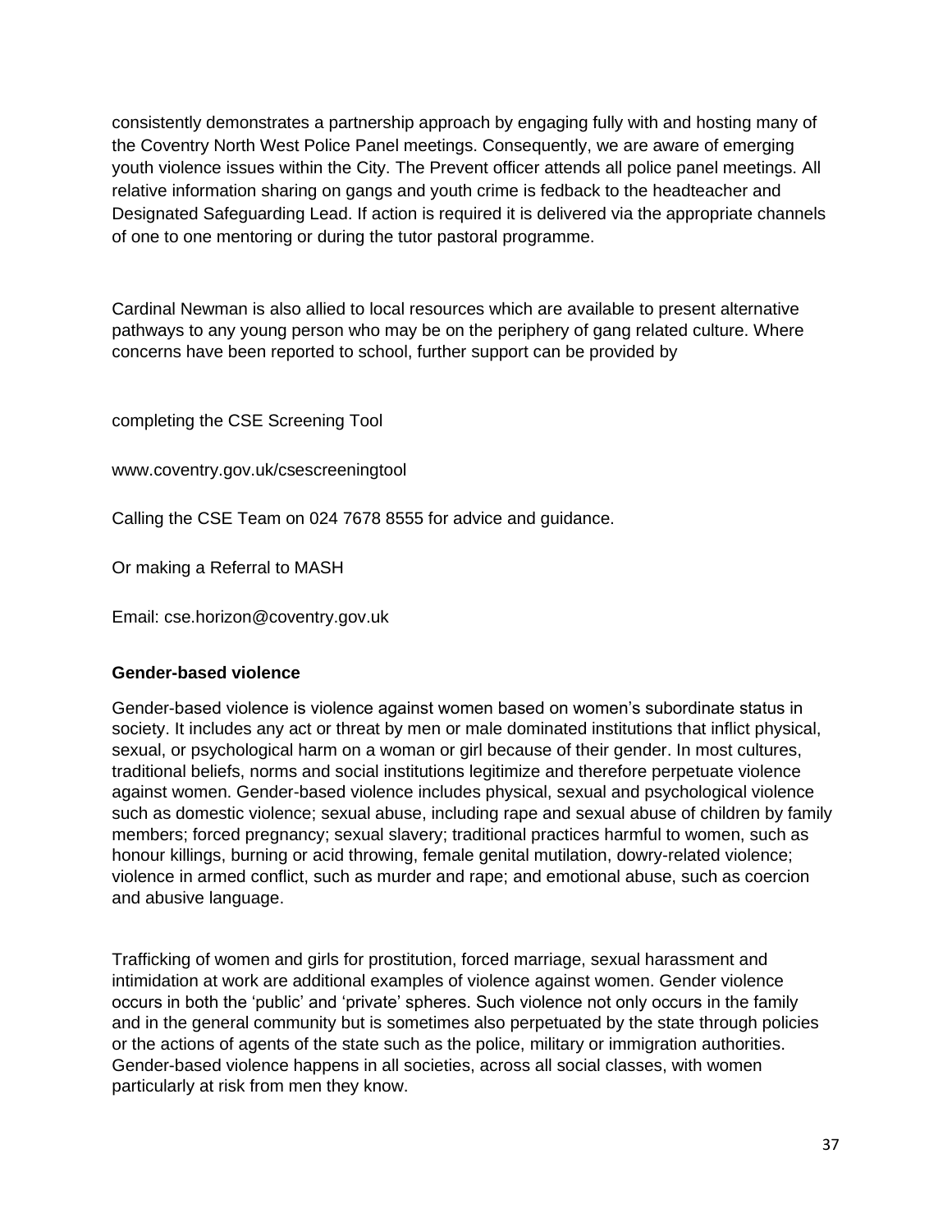consistently demonstrates a partnership approach by engaging fully with and hosting many of the Coventry North West Police Panel meetings. Consequently, we are aware of emerging youth violence issues within the City. The Prevent officer attends all police panel meetings. All relative information sharing on gangs and youth crime is fedback to the headteacher and Designated Safeguarding Lead. If action is required it is delivered via the appropriate channels of one to one mentoring or during the tutor pastoral programme.

Cardinal Newman is also allied to local resources which are available to present alternative pathways to any young person who may be on the periphery of gang related culture. Where concerns have been reported to school, further support can be provided by

completing the CSE Screening Tool

www.coventry.gov.uk/csescreeningtool

Calling the CSE Team on 024 7678 8555 for advice and guidance.

Or making a Referral to MASH

Email: cse.horizon@coventry.gov.uk

**Gender-based violence**

Gender-based violence is violence against women based on women's subordinate status in society. It includes any act or threat by men or male dominated institutions that inflict physical, sexual, or psychological harm on a woman or girl because of their gender. In most cultures, traditional beliefs, norms and social institutions legitimize and therefore perpetuate violence against women. Gender-based violence includes physical, sexual and psychological violence such as domestic violence; sexual abuse, including rape and sexual abuse of children by family members; forced pregnancy; sexual slavery; traditional practices harmful to women, such as honour killings, burning or acid throwing, female genital mutilation, dowry-related violence; violence in armed conflict, such as murder and rape; and emotional abuse, such as coercion and abusive language.

Trafficking of women and girls for prostitution, forced marriage, sexual harassment and intimidation at work are additional examples of violence against women. Gender violence occurs in both the 'public' and 'private' spheres. Such violence not only occurs in the family and in the general community but is sometimes also perpetuated by the state through policies or the actions of agents of the state such as the police, military or immigration authorities. Gender-based violence happens in all societies, across all social classes, with women particularly at risk from men they know.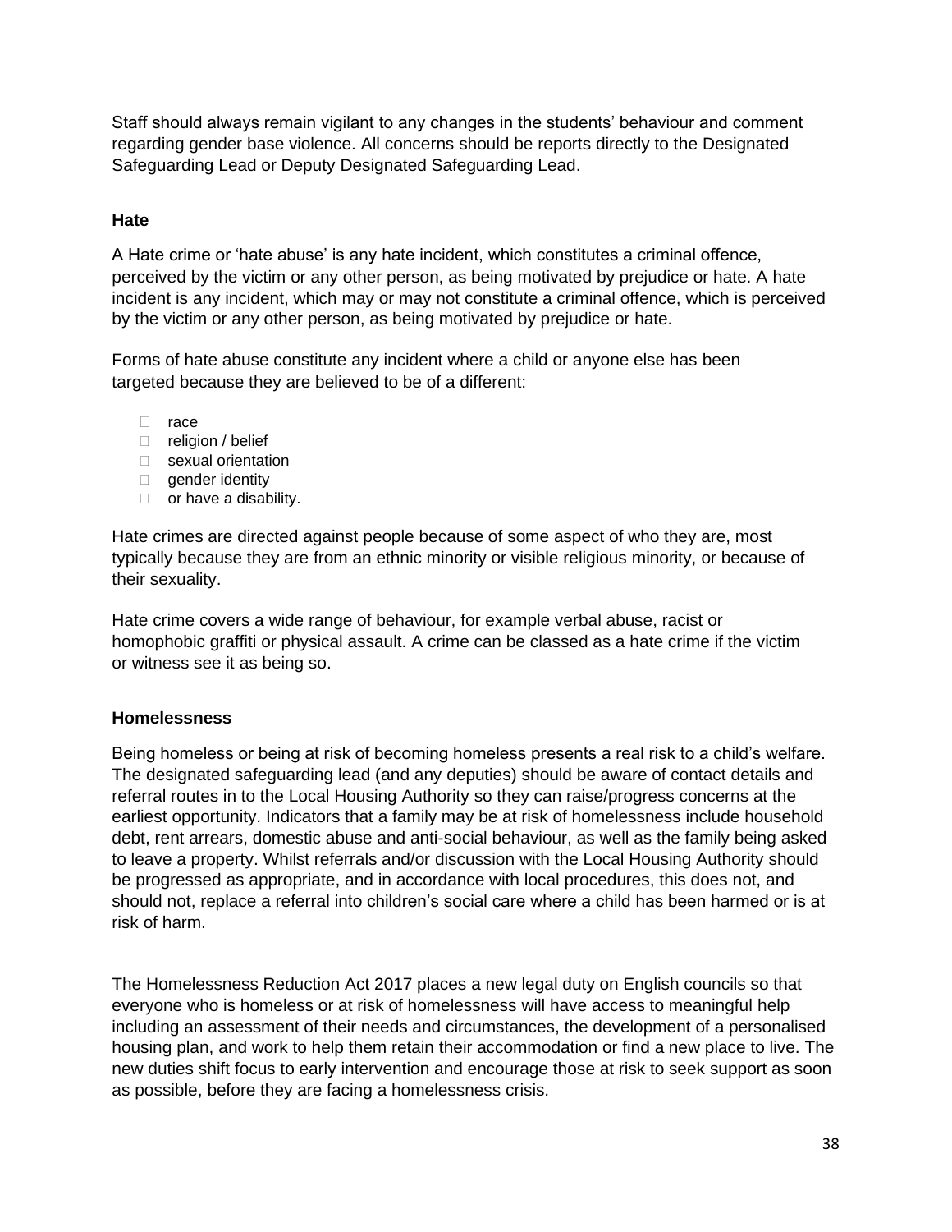Staff should always remain vigilant to any changes in the students' behaviour and comment regarding gender base violence. All concerns should be reports directly to the Designated Safeguarding Lead or Deputy Designated Safeguarding Lead.

**Hate**

A Hate crime or 'hate abuse' is any hate incident, which constitutes a criminal offence, perceived by the victim or any other person, as being motivated by prejudice or hate. A hate incident is any incident, which may or may not constitute a criminal offence, which is perceived by the victim or any other person, as being motivated by prejudice or hate.

Forms of hate abuse constitute any incident where a child or anyone else has been targeted because they are believed to be of a different:

- race
- religion / belief
- sexual orientation
- gender identity
- or have a disability.

Hate crimes are directed against people because of some aspect of who they are, most typically because they are from an ethnic minority or visible religious minority, or because of their sexuality.

Hate crime covers a wide range of behaviour, for example verbal abuse, racist or homophobic graffiti or physical assault. A crime can be classed as a hate crime if the victim or witness see it as being so.

**Homelessness**

Being homeless or being at risk of becoming homeless presents a real risk to a child's welfare. The designated safeguarding lead (and any deputies) should be aware of contact details and referral routes in to the Local Housing Authority so they can raise/progress concerns at the earliest opportunity. Indicators that a family may be at risk of homelessness include household debt, rent arrears, domestic abuse and anti-social behaviour, as well as the family being asked to leave a property. Whilst referrals and/or discussion with the Local Housing Authority should be progressed as appropriate, and in accordance with local procedures, this does not, and should not, replace a referral into children's social care where a child has been harmed or is at risk of harm.

The Homelessness Reduction Act 2017 places a new legal duty on English councils so that everyone who is homeless or at risk of homelessness will have access to meaningful help including an assessment of their needs and circumstances, the development of a personalised housing plan, and work to help them retain their accommodation or find a new place to live. The new duties shift focus to early intervention and encourage those at risk to seek support as soon as possible, before they are facing a homelessness crisis.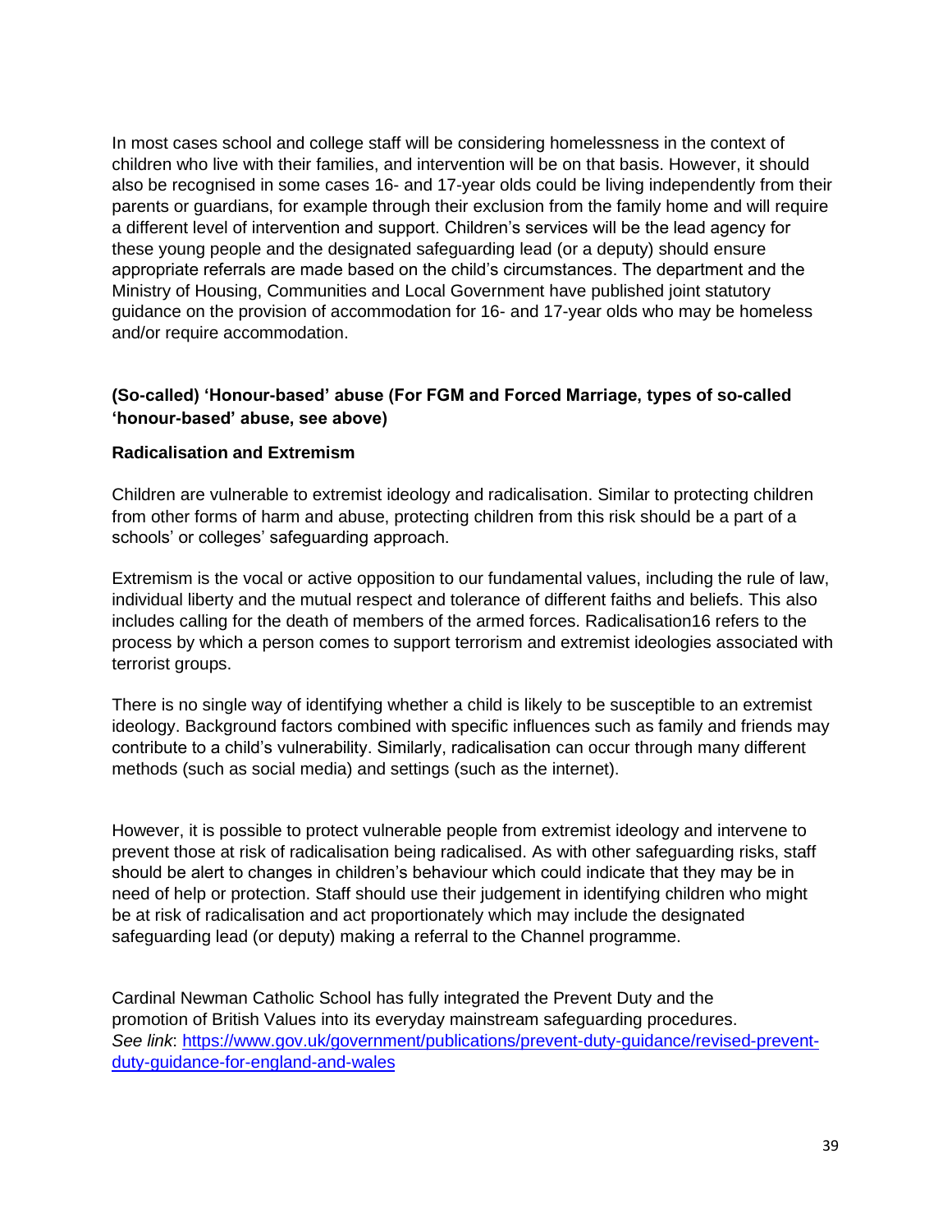In most cases school and college staff will be considering homelessness in the context of children who live with their families, and intervention will be on that basis. However, it should also be recognised in some cases 16- and 17-year olds could be living independently from their parents or guardians, for example through their exclusion from the family home and will require a different level of intervention and support. Children's services will be the lead agency for these young people and the designated safeguarding lead (or a deputy) should ensure appropriate referrals are made based on the child's circumstances. The department and the Ministry of Housing, Communities and Local Government have published joint statutory guidance on the provision of accommodation for 16- and 17-year olds who may be homeless and/or require accommodation.

**(So-called) 'Honour-based' abuse (For FGM and Forced Marriage, types of so-called 'honour-based' abuse, see above)**

**Radicalisation and Extremism**

Children are vulnerable to extremist ideology and radicalisation. Similar to protecting children from other forms of harm and abuse, protecting children from this risk should be a part of a schools' or colleges' safeguarding approach.

Extremism is the vocal or active opposition to our fundamental values, including the rule of law, individual liberty and the mutual respect and tolerance of different faiths and beliefs. This also includes calling for the death of members of the armed forces. Radicalisation[16] refers to the process by which a person comes to support terrorism and extremist ideologies associated with terrorist groups.

There is no single way of identifying whether a child is likely to be susceptible to an extremist ideology. Background factors combined with specific influences such as family and friends may contribute to a child's vulnerability. Similarly, radicalisation can occur through many different methods (such as social media) and settings (such as the internet).

However, it is possible to protect vulnerable people from extremist ideology and intervene to prevent those at risk of radicalisation being radicalised. As with other safeguarding risks, staff should be alert to changes in children's behaviour which could indicate that they may be in need of help or protection. Staff should use their judgement in identifying children who might be at risk of radicalisation and act proportionately which may include the designated safeguarding lead (or deputy) making a referral to the Channel programme.

Cardinal Newman Catholic School has fully integrated the Prevent Duty and the promotion of British Values into its everyday mainstream safeguarding procedures. *See link*: [https://www.gov.uk/government/publications/prevent-duty-guidance/revised-prevent-duty-guidance-for-england-and-wales](https://www.gov.uk/government/publications/prevent-duty-guidance/revised-prevent-duty-guidance-for-england-and-wales)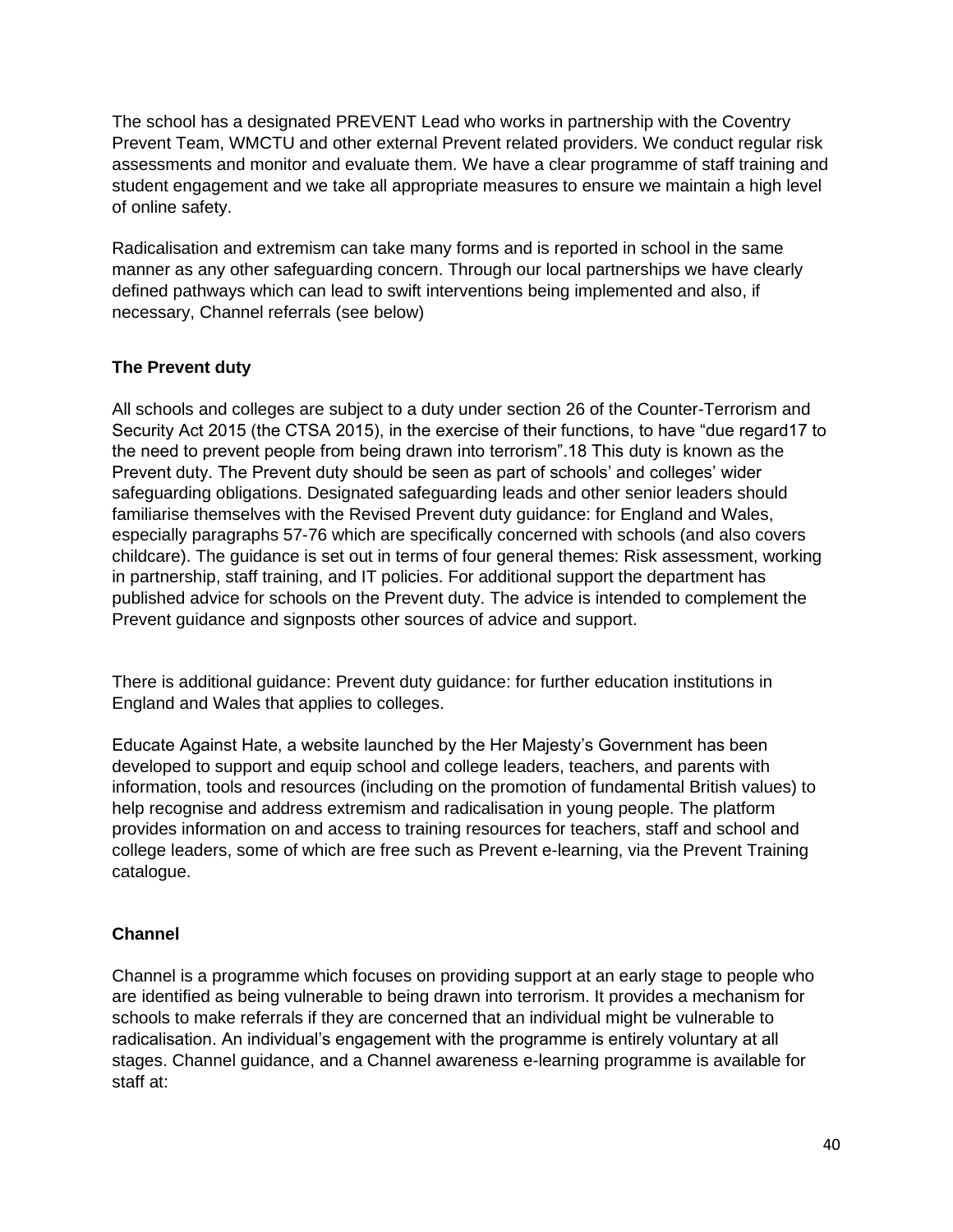The school has a designated PREVENT Lead who works in partnership with the Coventry Prevent Team, WMCTU and other external Prevent related providers. We conduct regular risk assessments and monitor and evaluate them. We have a clear programme of staff training and student engagement and we take all appropriate measures to ensure we maintain a high level of online safety.

Radicalisation and extremism can take many forms and is reported in school in the same manner as any other safeguarding concern. Through our local partnerships we have clearly defined pathways which can lead to swift interventions being implemented and also, if necessary, Channel referrals (see below)

**The Prevent duty**

All schools and colleges are subject to a duty under section 26 of the Counter-Terrorism and Security Act 2015 (the CTSA 2015), in the exercise of their functions, to have "due regard[17] to the need to prevent people from being drawn into terrorism".[18] This duty is known as the Prevent duty. The Prevent duty should be seen as part of schools' and colleges' wider safeguarding obligations. Designated safeguarding leads and other senior leaders should familiarise themselves with the Revised Prevent duty guidance: for England and Wales, especially paragraphs 57-76 which are specifically concerned with schools (and also covers childcare). The guidance is set out in terms of four general themes: Risk assessment, working in partnership, staff training, and IT policies. For additional support the department has published advice for schools on the Prevent duty. The advice is intended to complement the Prevent guidance and signposts other sources of advice and support.

There is additional guidance: Prevent duty guidance: for further education institutions in England and Wales that applies to colleges.

Educate Against Hate, a website launched by the Her Majesty's Government has been developed to support and equip school and college leaders, teachers, and parents with information, tools and resources (including on the promotion of fundamental British values) to help recognise and address extremism and radicalisation in young people. The platform provides information on and access to training resources for teachers, staff and school and college leaders, some of which are free such as Prevent e-learning, via the Prevent Training catalogue.

**Channel**

Channel is a programme which focuses on providing support at an early stage to people who are identified as being vulnerable to being drawn into terrorism. It provides a mechanism for schools to make referrals if they are concerned that an individual might be vulnerable to radicalisation. An individual's engagement with the programme is entirely voluntary at all stages. Channel guidance, and a Channel awareness e-learning programme is available for staff at: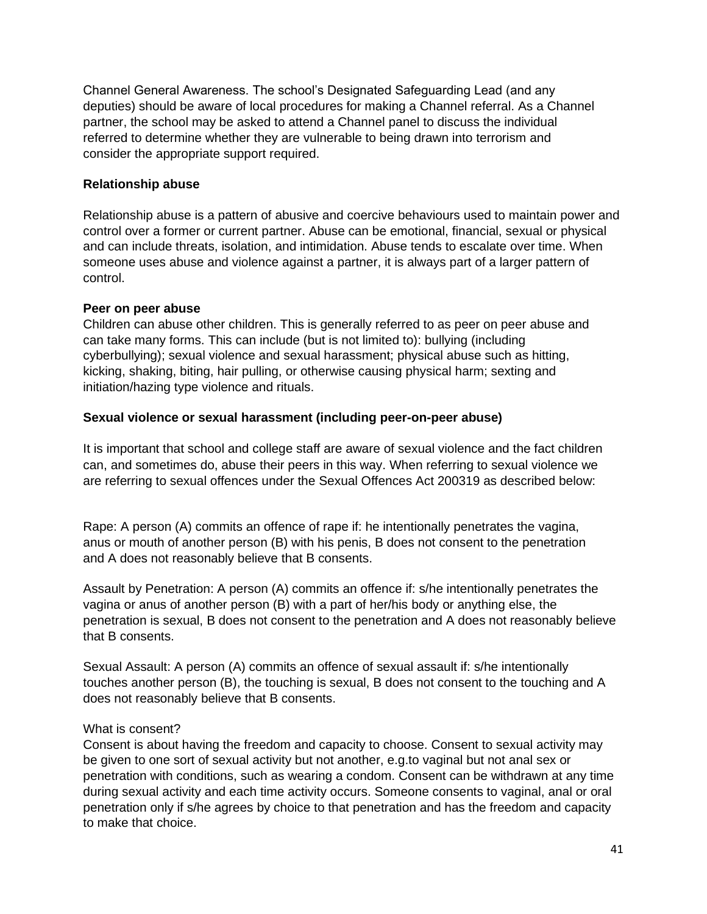Channel General Awareness. The school's Designated Safeguarding Lead (and any deputies) should be aware of local procedures for making a Channel referral. As a Channel partner, the school may be asked to attend a Channel panel to discuss the individual referred to determine whether they are vulnerable to being drawn into terrorism and consider the appropriate support required.

**Relationship abuse**

Relationship abuse is a pattern of abusive and coercive behaviours used to maintain power and control over a former or current partner. Abuse can be emotional, financial, sexual or physical and can include threats, isolation, and intimidation. Abuse tends to escalate over time. When someone uses abuse and violence against a partner, it is always part of a larger pattern of control.

**Peer on peer abuse**

Children can abuse other children. This is generally referred to as peer on peer abuse and can take many forms. This can include (but is not limited to): bullying (including cyberbullying); sexual violence and sexual harassment; physical abuse such as hitting, kicking, shaking, biting, hair pulling, or otherwise causing physical harm; sexting and initiation/hazing type violence and rituals.

**Sexual violence or sexual harassment (including peer-on-peer abuse)**

It is important that school and college staff are aware of sexual violence and the fact children can, and sometimes do, abuse their peers in this way. When referring to sexual violence we are referring to sexual offences under the Sexual Offences Act 200319 as described below:

Rape: A person (A) commits an offence of rape if: he intentionally penetrates the vagina, anus or mouth of another person (B) with his penis, B does not consent to the penetration and A does not reasonably believe that B consents.

Assault by Penetration: A person (A) commits an offence if: s/he intentionally penetrates the vagina or anus of another person (B) with a part of her/his body or anything else, the penetration is sexual, B does not consent to the penetration and A does not reasonably believe that B consents.

Sexual Assault: A person (A) commits an offence of sexual assault if: s/he intentionally touches another person (B), the touching is sexual, B does not consent to the touching and A does not reasonably believe that B consents.

What is consent?

Consent is about having the freedom and capacity to choose. Consent to sexual activity may be given to one sort of sexual activity but not another, e.g.to vaginal but not anal sex or penetration with conditions, such as wearing a condom. Consent can be withdrawn at any time during sexual activity and each time activity occurs. Someone consents to vaginal, anal or oral penetration only if s/he agrees by choice to that penetration and has the freedom and capacity to make that choice.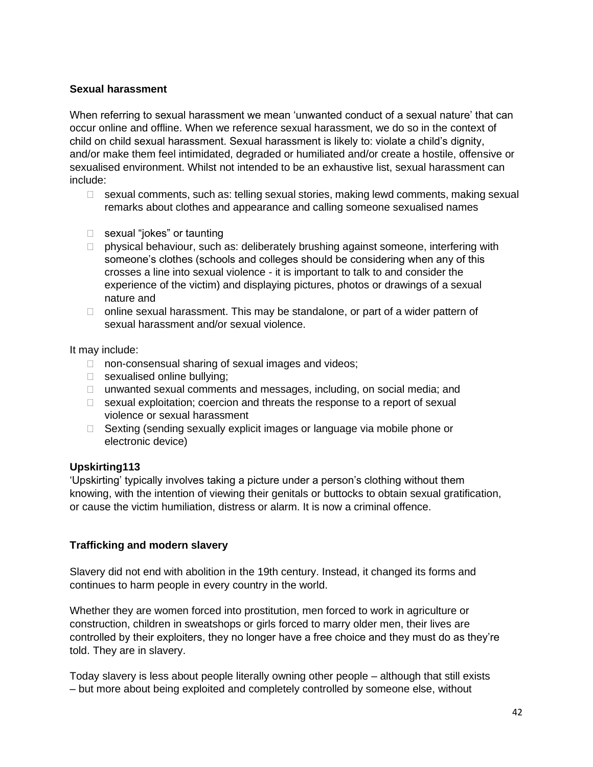### Sexual harassment

When referring to sexual harassment we mean 'unwanted conduct of a sexual nature' that can occur online and offline. When we reference sexual harassment, we do so in the context of child on child sexual harassment. Sexual harassment is likely to: violate a child's dignity, and/or make them feel intimidated, degraded or humiliated and/or create a hostile, offensive or sexualised environment. Whilst not intended to be an exhaustive list, sexual harassment can include:

- sexual comments, such as: telling sexual stories, making lewd comments, making sexual remarks about clothes and appearance and calling someone sexualised names
- sexual "jokes" or taunting
- physical behaviour, such as: deliberately brushing against someone, interfering with someone's clothes (schools and colleges should be considering when any of this crosses a line into sexual violence - it is important to talk to and consider the experience of the victim) and displaying pictures, photos or drawings of a sexual nature and
- online sexual harassment. This may be standalone, or part of a wider pattern of sexual harassment and/or sexual violence.

It may include:

- non-consensual sharing of sexual images and videos;
- sexualised online bullying;
- unwanted sexual comments and messages, including, on social media; and
- sexual exploitation; coercion and threats the response to a report of sexual violence or sexual harassment
- Sexting (sending sexually explicit images or language via mobile phone or electronic device)

### Upskirting113

'Upskirting' typically involves taking a picture under a person's clothing without them knowing, with the intention of viewing their genitals or buttocks to obtain sexual gratification, or cause the victim humiliation, distress or alarm. It is now a criminal offence.

### Trafficking and modern slavery

Slavery did not end with abolition in the 19th century. Instead, it changed its forms and continues to harm people in every country in the world.

Whether they are women forced into prostitution, men forced to work in agriculture or construction, children in sweatshops or girls forced to marry older men, their lives are controlled by their exploiters, they no longer have a free choice and they must do as they're told. They are in slavery.

Today slavery is less about people literally owning other people – although that still exists – but more about being exploited and completely controlled by someone else, without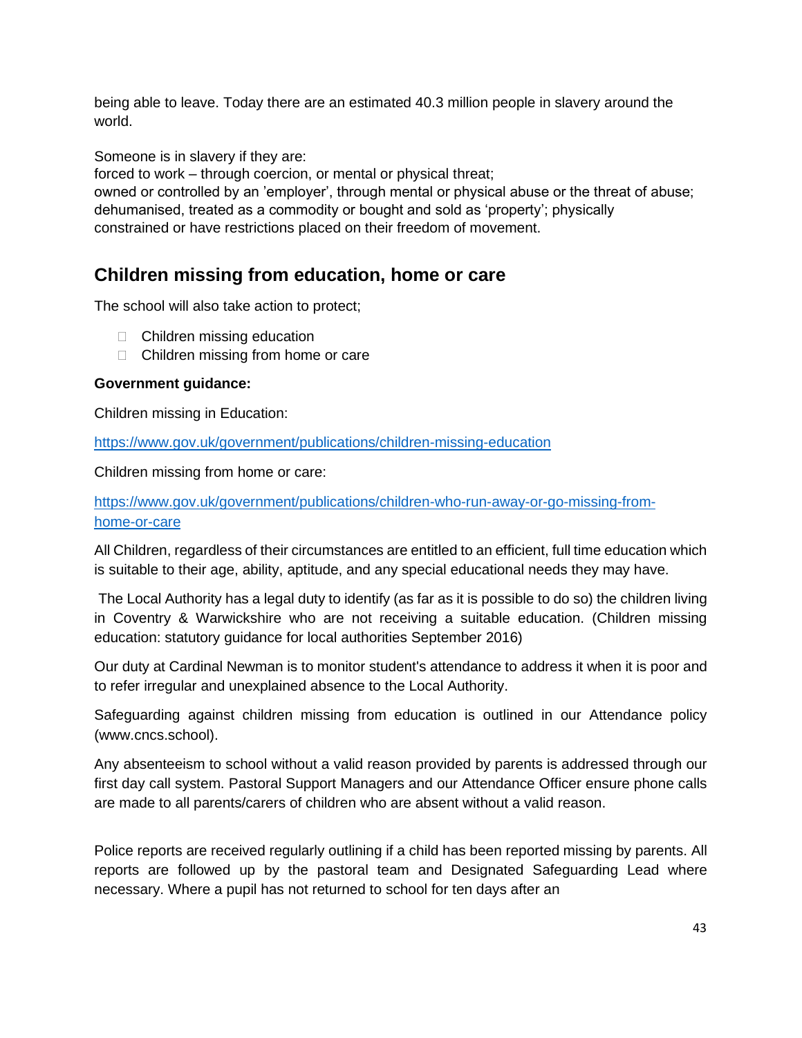being able to leave. Today there are an estimated 40.3 million people in slavery around the world.

Someone is in slavery if they are:
forced to work – through coercion, or mental or physical threat;
owned or controlled by an 'employer', through mental or physical abuse or the threat of abuse;
dehumanised, treated as a commodity or bought and sold as 'property'; physically constrained or have restrictions placed on their freedom of movement.

## Children missing from education, home or care

The school will also take action to protect;

- Children missing education
- Children missing from home or care

**Government guidance:**

Children missing in Education:

https://www.gov.uk/government/publications/children-missing-education

Children missing from home or care:

https://www.gov.uk/government/publications/children-who-run-away-or-go-missing-from-home-or-care

All Children, regardless of their circumstances are entitled to an efficient, full time education which is suitable to their age, ability, aptitude, and any special educational needs they may have.

The Local Authority has a legal duty to identify (as far as it is possible to do so) the children living in Coventry & Warwickshire who are not receiving a suitable education. (Children missing education: statutory guidance for local authorities September 2016)

Our duty at Cardinal Newman is to monitor student's attendance to address it when it is poor and to refer irregular and unexplained absence to the Local Authority.

Safeguarding against children missing from education is outlined in our Attendance policy (www.cncs.school).

Any absenteeism to school without a valid reason provided by parents is addressed through our first day call system. Pastoral Support Managers and our Attendance Officer ensure phone calls are made to all parents/carers of children who are absent without a valid reason.

Police reports are received regularly outlining if a child has been reported missing by parents. All reports are followed up by the pastoral team and Designated Safeguarding Lead where necessary. Where a pupil has not returned to school for ten days after an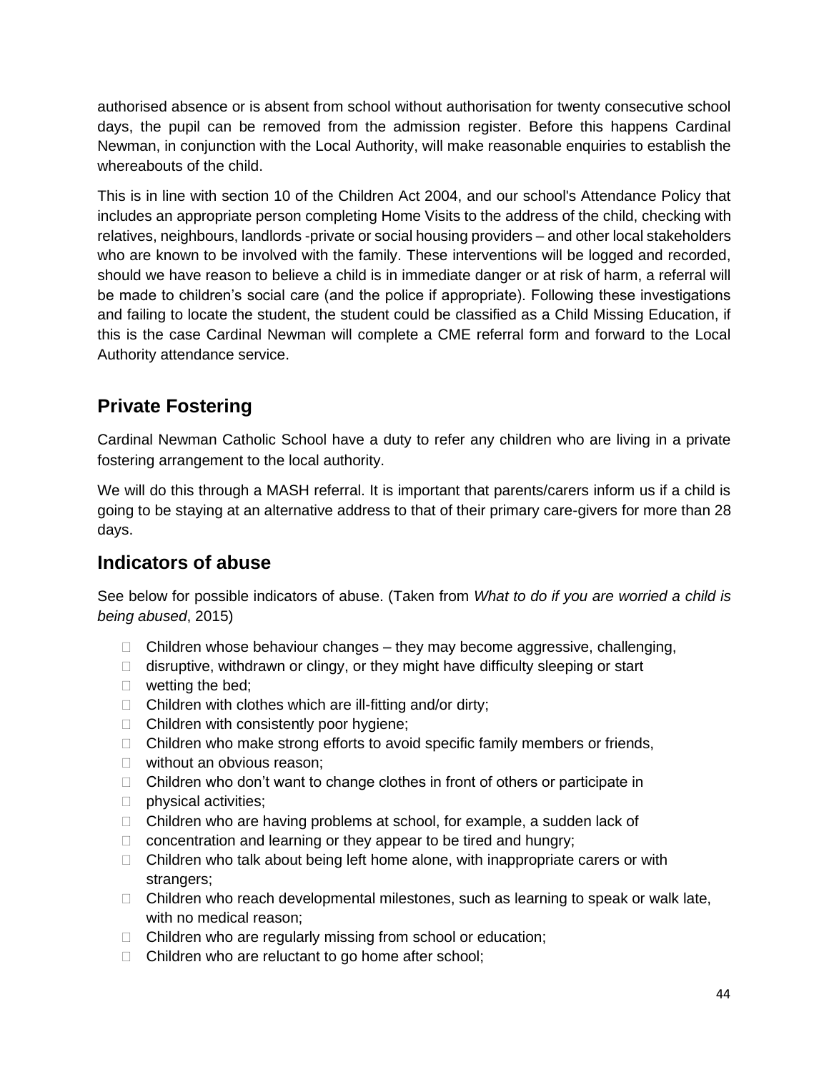authorised absence or is absent from school without authorisation for twenty consecutive school days, the pupil can be removed from the admission register. Before this happens Cardinal Newman, in conjunction with the Local Authority, will make reasonable enquiries to establish the whereabouts of the child.

This is in line with section 10 of the Children Act 2004, and our school's Attendance Policy that includes an appropriate person completing Home Visits to the address of the child, checking with relatives, neighbours, landlords -private or social housing providers – and other local stakeholders who are known to be involved with the family. These interventions will be logged and recorded, should we have reason to believe a child is in immediate danger or at risk of harm, a referral will be made to children's social care (and the police if appropriate). Following these investigations and failing to locate the student, the student could be classified as a Child Missing Education, if this is the case Cardinal Newman will complete a CME referral form and forward to the Local Authority attendance service.

## Private Fostering

Cardinal Newman Catholic School have a duty to refer any children who are living in a private fostering arrangement to the local authority.

We will do this through a MASH referral. It is important that parents/carers inform us if a child is going to be staying at an alternative address to that of their primary care-givers for more than 28 days.

## Indicators of abuse

See below for possible indicators of abuse. (Taken from *What to do if you are worried a child is being abused*, 2015)

- Children whose behaviour changes – they may become aggressive, challenging,
- disruptive, withdrawn or clingy, or they might have difficulty sleeping or start
- wetting the bed;
- Children with clothes which are ill-fitting and/or dirty;
- Children with consistently poor hygiene;
- Children who make strong efforts to avoid specific family members or friends,
- without an obvious reason;
- Children who don't want to change clothes in front of others or participate in
- physical activities;
- Children who are having problems at school, for example, a sudden lack of
- concentration and learning or they appear to be tired and hungry;
- Children who talk about being left home alone, with inappropriate carers or with strangers;
- Children who reach developmental milestones, such as learning to speak or walk late, with no medical reason;
- Children who are regularly missing from school or education;
- Children who are reluctant to go home after school;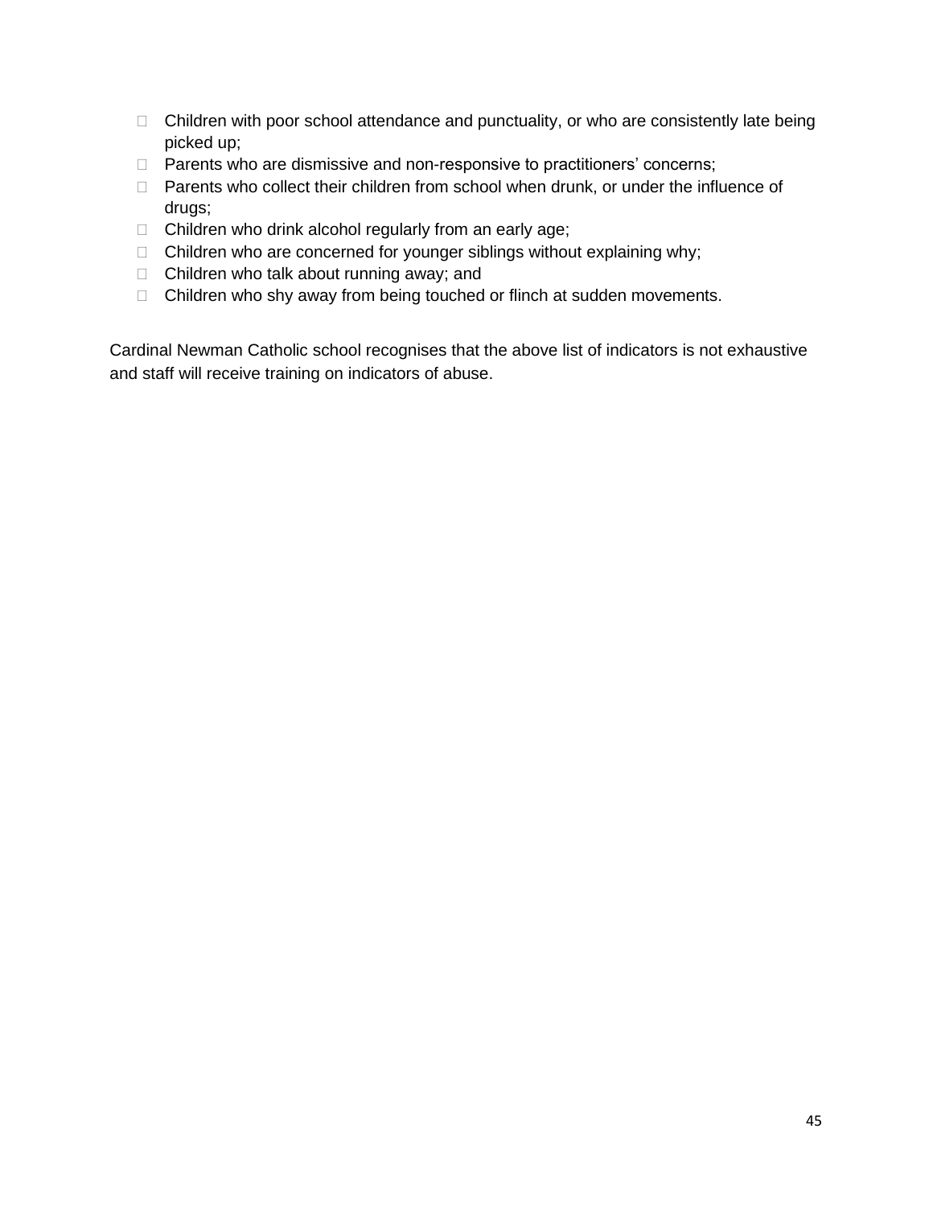- Children with poor school attendance and punctuality, or who are consistently late being picked up;
- Parents who are dismissive and non-responsive to practitioners' concerns;
- Parents who collect their children from school when drunk, or under the influence of drugs;
- Children who drink alcohol regularly from an early age;
- Children who are concerned for younger siblings without explaining why;
- Children who talk about running away; and
- Children who shy away from being touched or flinch at sudden movements.

Cardinal Newman Catholic school recognises that the above list of indicators is not exhaustive and staff will receive training on indicators of abuse.